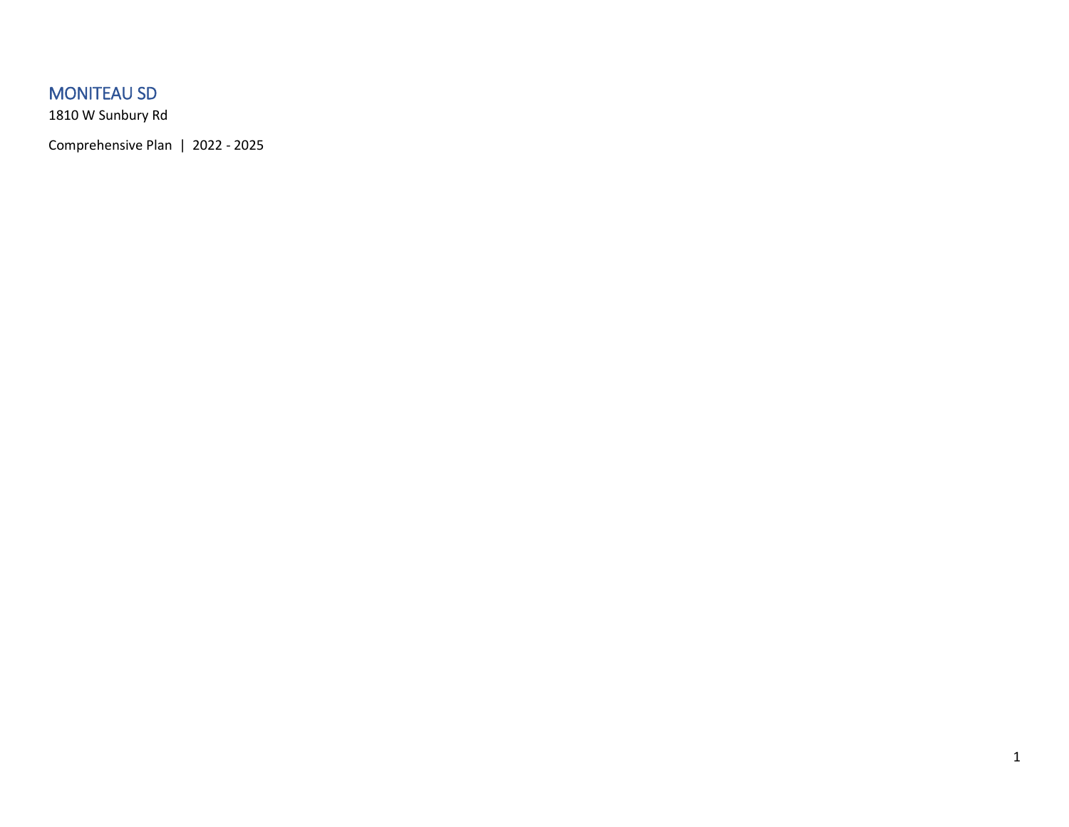# MONITEAU SD

1810 W Sunbury Rd

Comprehensive Plan | 2022 - 2025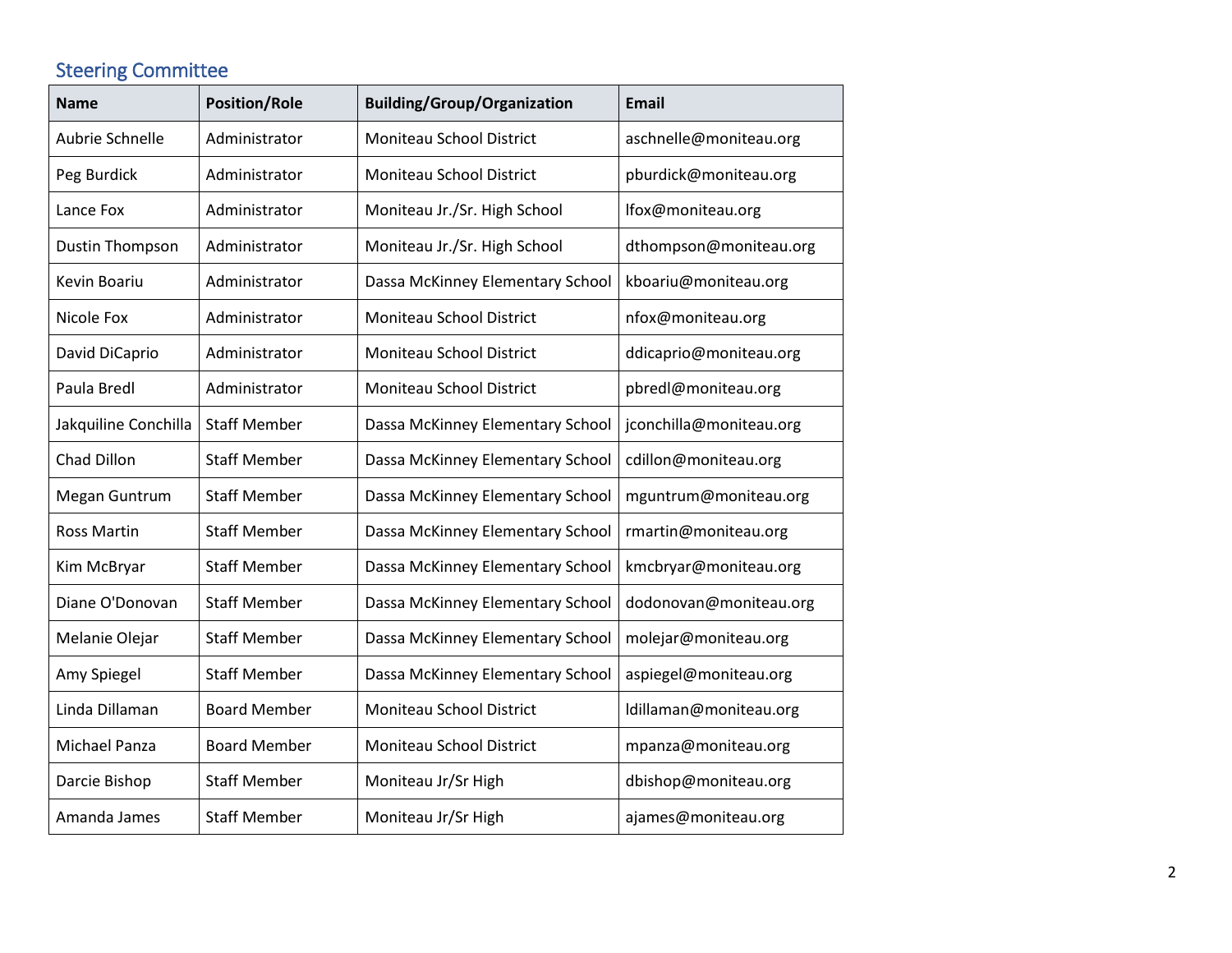## Steering Committee

| Name | Position/Role | Building/Group/Organization | Email |
|---|---|---|---|
| Aubrie Schnelle | Administrator | Moniteau School District | aschnelle@moniteau.org |
| Peg Burdick | Administrator | Moniteau School District | pburdick@moniteau.org |
| Lance Fox | Administrator | Moniteau Jr./Sr. High School | lfox@moniteau.org |
| Dustin Thompson | Administrator | Moniteau Jr./Sr. High School | dthompson@moniteau.org |
| Kevin Boariu | Administrator | Dassa McKinney Elementary School | kboariu@moniteau.org |
| Nicole Fox | Administrator | Moniteau School District | nfox@moniteau.org |
| David DiCaprio | Administrator | Moniteau School District | ddicaprio@moniteau.org |
| Paula Bredl | Administrator | Moniteau School District | pbredl@moniteau.org |
| Jakquiline Conchilla | Staff Member | Dassa McKinney Elementary School | jconchilla@moniteau.org |
| Chad Dillon | Staff Member | Dassa McKinney Elementary School | cdillon@moniteau.org |
| Megan Guntrum | Staff Member | Dassa McKinney Elementary School | mguntrum@moniteau.org |
| Ross Martin | Staff Member | Dassa McKinney Elementary School | rmartin@moniteau.org |
| Kim McBryar | Staff Member | Dassa McKinney Elementary School | kmcbryar@moniteau.org |
| Diane O'Donovan | Staff Member | Dassa McKinney Elementary School | dodonovan@moniteau.org |
| Melanie Olejar | Staff Member | Dassa McKinney Elementary School | molejar@moniteau.org |
| Amy Spiegel | Staff Member | Dassa McKinney Elementary School | aspiegel@moniteau.org |
| Linda Dillaman | Board Member | Moniteau School District | ldillaman@moniteau.org |
| Michael Panza | Board Member | Moniteau School District | mpanza@moniteau.org |
| Darcie Bishop | Staff Member | Moniteau Jr/Sr High | dbishop@moniteau.org |
| Amanda James | Staff Member | Moniteau Jr/Sr High | ajames@moniteau.org |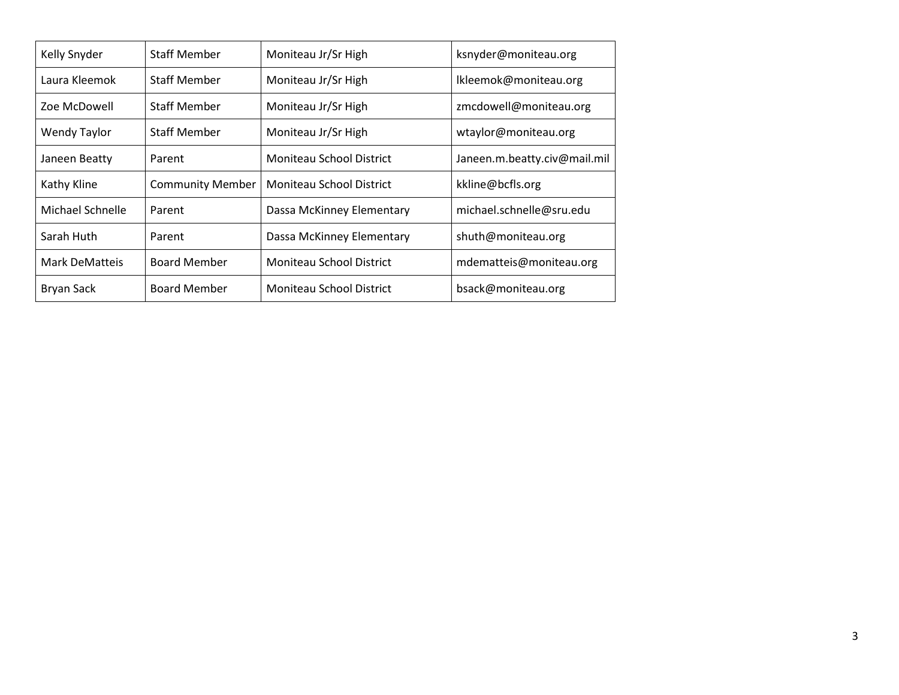| Kelly Snyder | Staff Member | Moniteau Jr/Sr High | ksnyder@moniteau.org |
|---|---|---|---|
| Laura Kleemok | Staff Member | Moniteau Jr/Sr High | lkleemok@moniteau.org |
| Zoe McDowell | Staff Member | Moniteau Jr/Sr High | zmcdowell@moniteau.org |
| Wendy Taylor | Staff Member | Moniteau Jr/Sr High | wtaylor@moniteau.org |
| Janeen Beatty | Parent | Moniteau School District | Janeen.m.beatty.civ@mail.mil |
| Kathy Kline | Community Member | Moniteau School District | kkline@bcfls.org |
| Michael Schnelle | Parent | Dassa McKinney Elementary | michael.schnelle@sru.edu |
| Sarah Huth | Parent | Dassa McKinney Elementary | shuth@moniteau.org |
| Mark DeMatteis | Board Member | Moniteau School District | mdematteis@moniteau.org |
| Bryan Sack | Board Member | Moniteau School District | bsack@moniteau.org |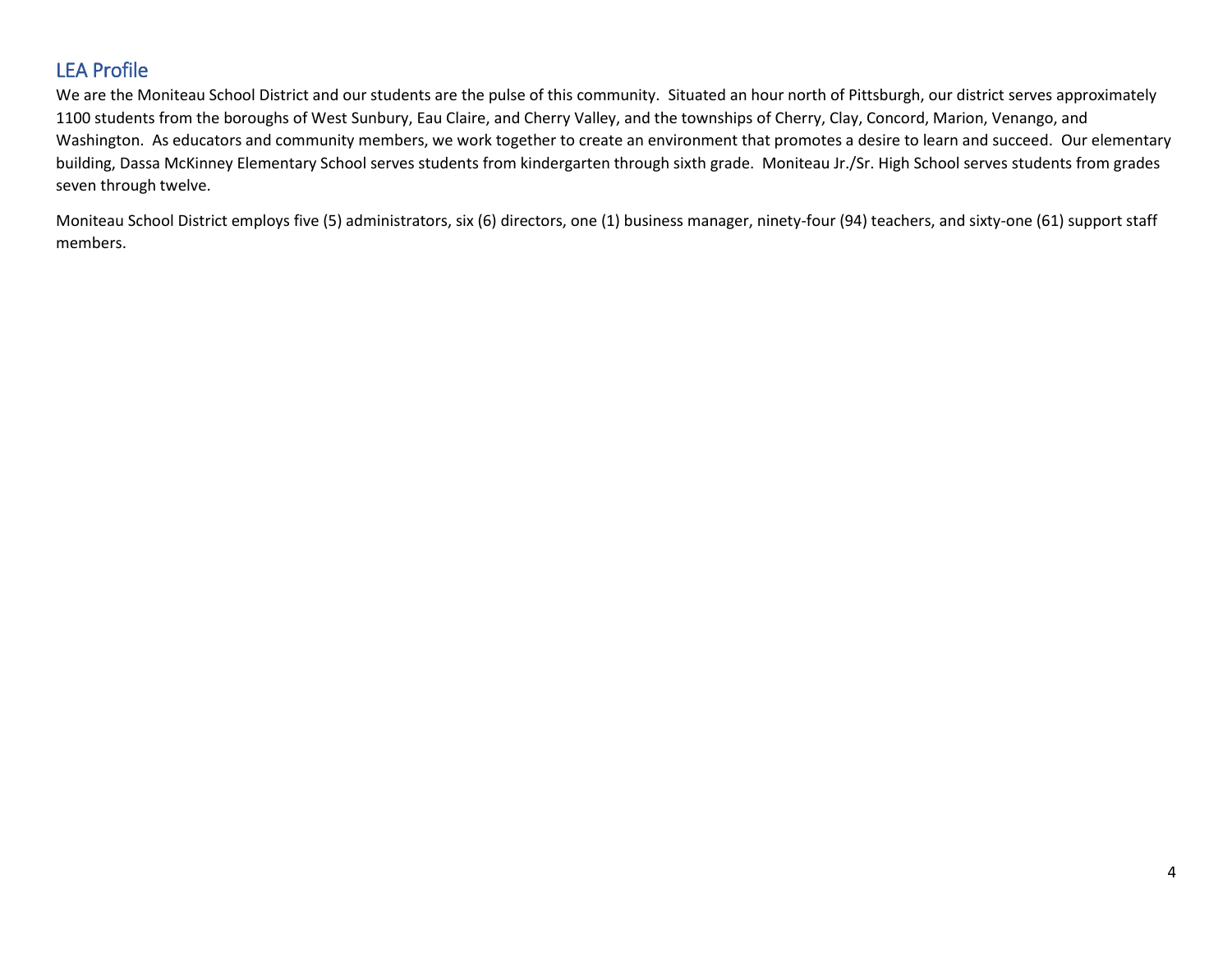## LEA Profile

We are the Moniteau School District and our students are the pulse of this community. Situated an hour north of Pittsburgh, our district serves approximately 1100 students from the boroughs of West Sunbury, Eau Claire, and Cherry Valley, and the townships of Cherry, Clay, Concord, Marion, Venango, and Washington. As educators and community members, we work together to create an environment that promotes a desire to learn and succeed. Our elementary building, Dassa McKinney Elementary School serves students from kindergarten through sixth grade. Moniteau Jr./Sr. High School serves students from grades seven through twelve.

Moniteau School District employs five (5) administrators, six (6) directors, one (1) business manager, ninety-four (94) teachers, and sixty-one (61) support staff members.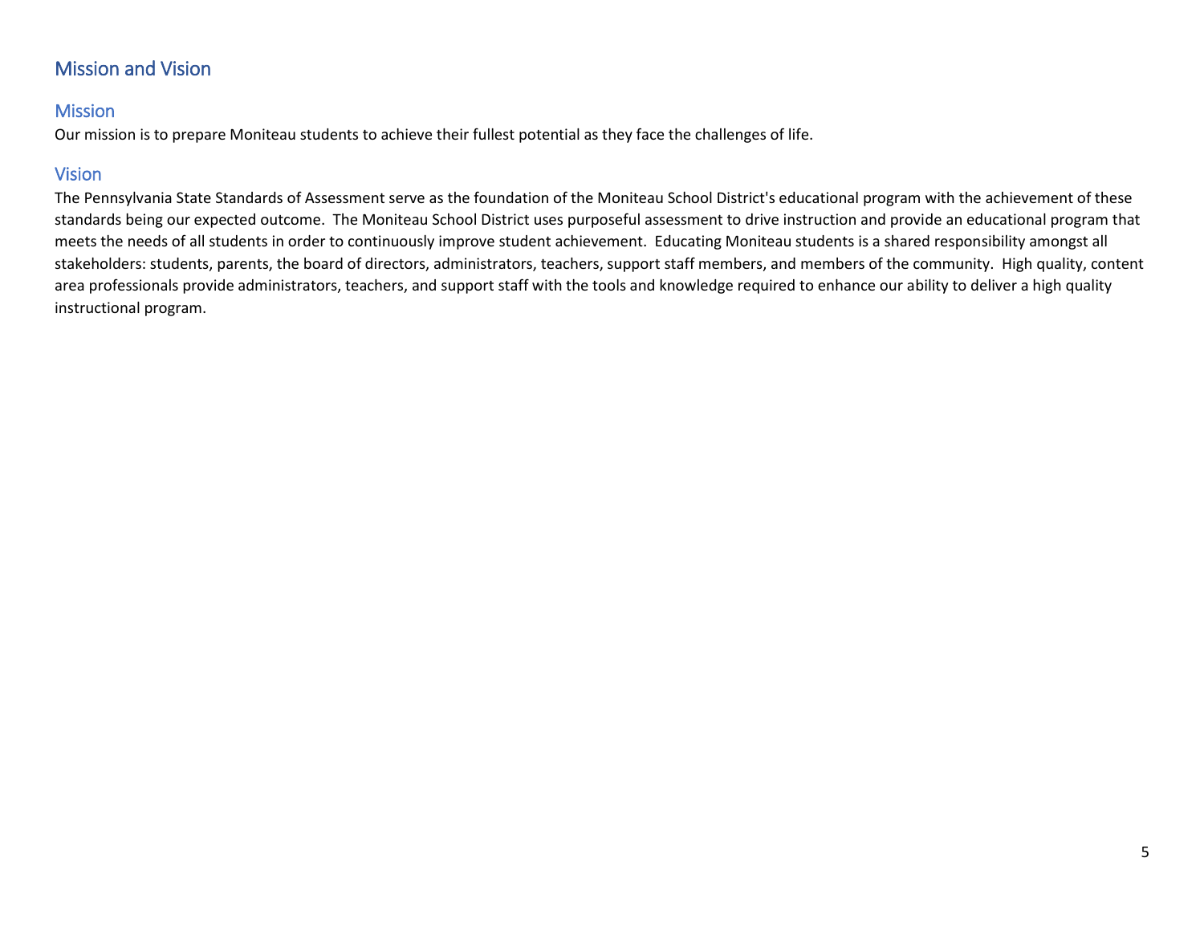# Mission and Vision

## Mission

Our mission is to prepare Moniteau students to achieve their fullest potential as they face the challenges of life.

## Vision

The Pennsylvania State Standards of Assessment serve as the foundation of the Moniteau School District's educational program with the achievement of these standards being our expected outcome. The Moniteau School District uses purposeful assessment to drive instruction and provide an educational program that meets the needs of all students in order to continuously improve student achievement. Educating Moniteau students is a shared responsibility amongst all stakeholders: students, parents, the board of directors, administrators, teachers, support staff members, and members of the community. High quality, content area professionals provide administrators, teachers, and support staff with the tools and knowledge required to enhance our ability to deliver a high quality instructional program.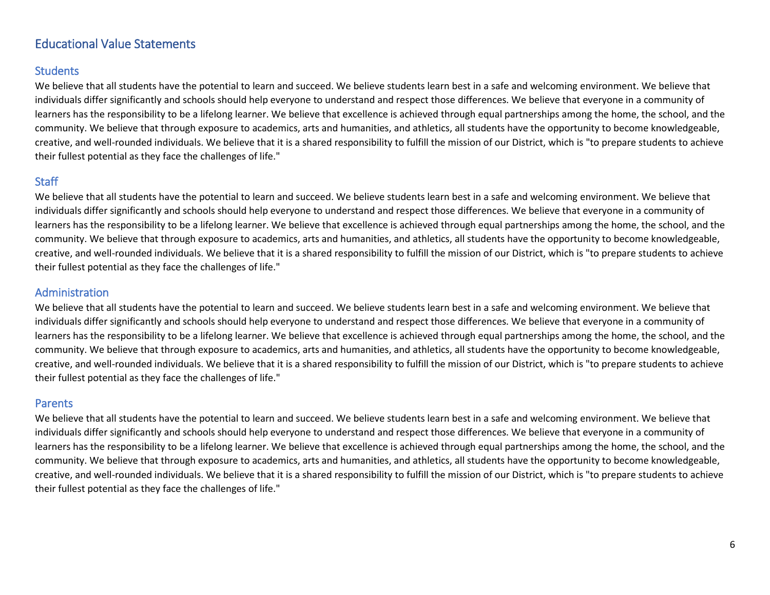## Educational Value Statements

### Students

We believe that all students have the potential to learn and succeed. We believe students learn best in a safe and welcoming environment. We believe that individuals differ significantly and schools should help everyone to understand and respect those differences. We believe that everyone in a community of learners has the responsibility to be a lifelong learner. We believe that excellence is achieved through equal partnerships among the home, the school, and the community. We believe that through exposure to academics, arts and humanities, and athletics, all students have the opportunity to become knowledgeable, creative, and well-rounded individuals. We believe that it is a shared responsibility to fulfill the mission of our District, which is "to prepare students to achieve their fullest potential as they face the challenges of life."

### Staff

We believe that all students have the potential to learn and succeed. We believe students learn best in a safe and welcoming environment. We believe that individuals differ significantly and schools should help everyone to understand and respect those differences. We believe that everyone in a community of learners has the responsibility to be a lifelong learner. We believe that excellence is achieved through equal partnerships among the home, the school, and the community. We believe that through exposure to academics, arts and humanities, and athletics, all students have the opportunity to become knowledgeable, creative, and well-rounded individuals. We believe that it is a shared responsibility to fulfill the mission of our District, which is "to prepare students to achieve their fullest potential as they face the challenges of life."

### Administration

We believe that all students have the potential to learn and succeed. We believe students learn best in a safe and welcoming environment. We believe that individuals differ significantly and schools should help everyone to understand and respect those differences. We believe that everyone in a community of learners has the responsibility to be a lifelong learner. We believe that excellence is achieved through equal partnerships among the home, the school, and the community. We believe that through exposure to academics, arts and humanities, and athletics, all students have the opportunity to become knowledgeable, creative, and well-rounded individuals. We believe that it is a shared responsibility to fulfill the mission of our District, which is "to prepare students to achieve their fullest potential as they face the challenges of life."

### Parents

We believe that all students have the potential to learn and succeed. We believe students learn best in a safe and welcoming environment. We believe that individuals differ significantly and schools should help everyone to understand and respect those differences. We believe that everyone in a community of learners has the responsibility to be a lifelong learner. We believe that excellence is achieved through equal partnerships among the home, the school, and the community. We believe that through exposure to academics, arts and humanities, and athletics, all students have the opportunity to become knowledgeable, creative, and well-rounded individuals. We believe that it is a shared responsibility to fulfill the mission of our District, which is "to prepare students to achieve their fullest potential as they face the challenges of life."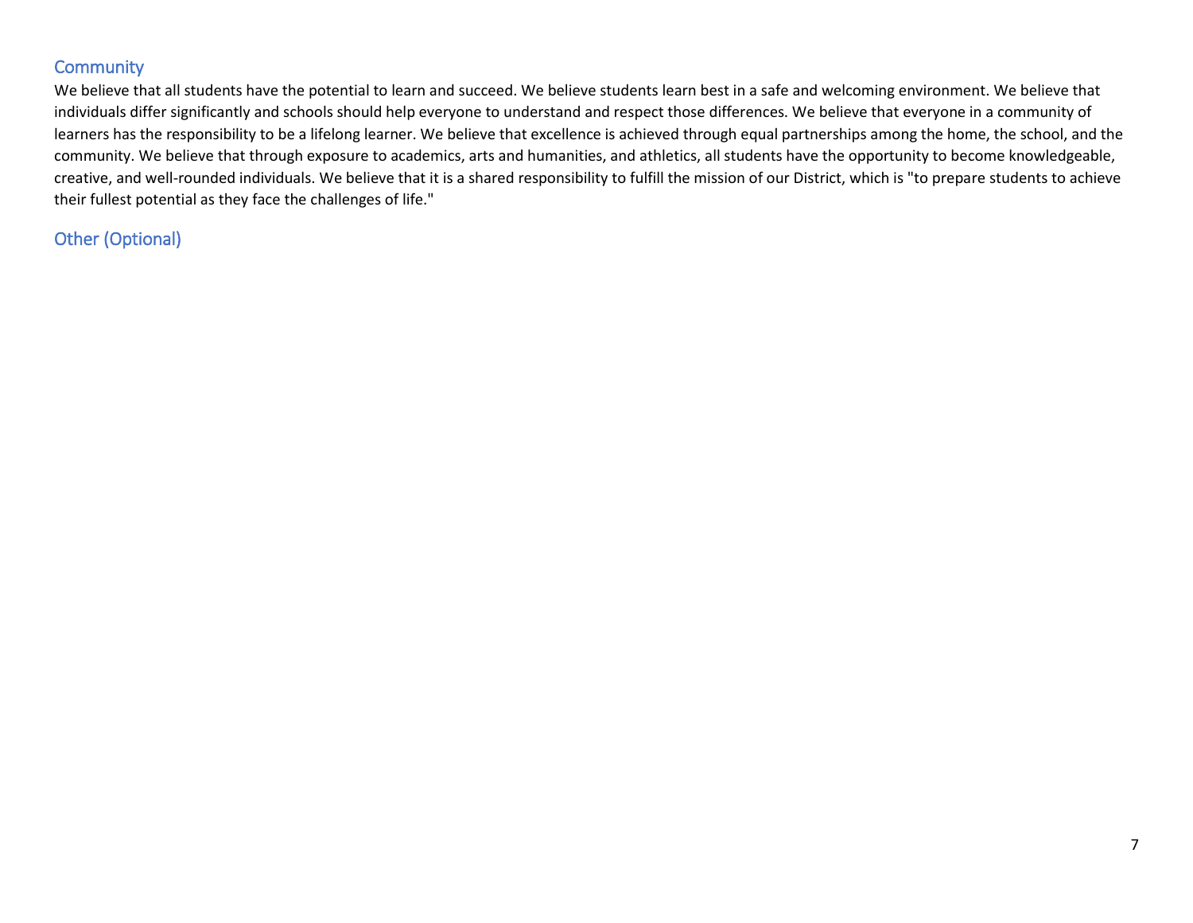## Community

We believe that all students have the potential to learn and succeed. We believe students learn best in a safe and welcoming environment. We believe that individuals differ significantly and schools should help everyone to understand and respect those differences. We believe that everyone in a community of learners has the responsibility to be a lifelong learner. We believe that excellence is achieved through equal partnerships among the home, the school, and the community. We believe that through exposure to academics, arts and humanities, and athletics, all students have the opportunity to become knowledgeable, creative, and well-rounded individuals. We believe that it is a shared responsibility to fulfill the mission of our District, which is "to prepare students to achieve their fullest potential as they face the challenges of life."

## Other (Optional)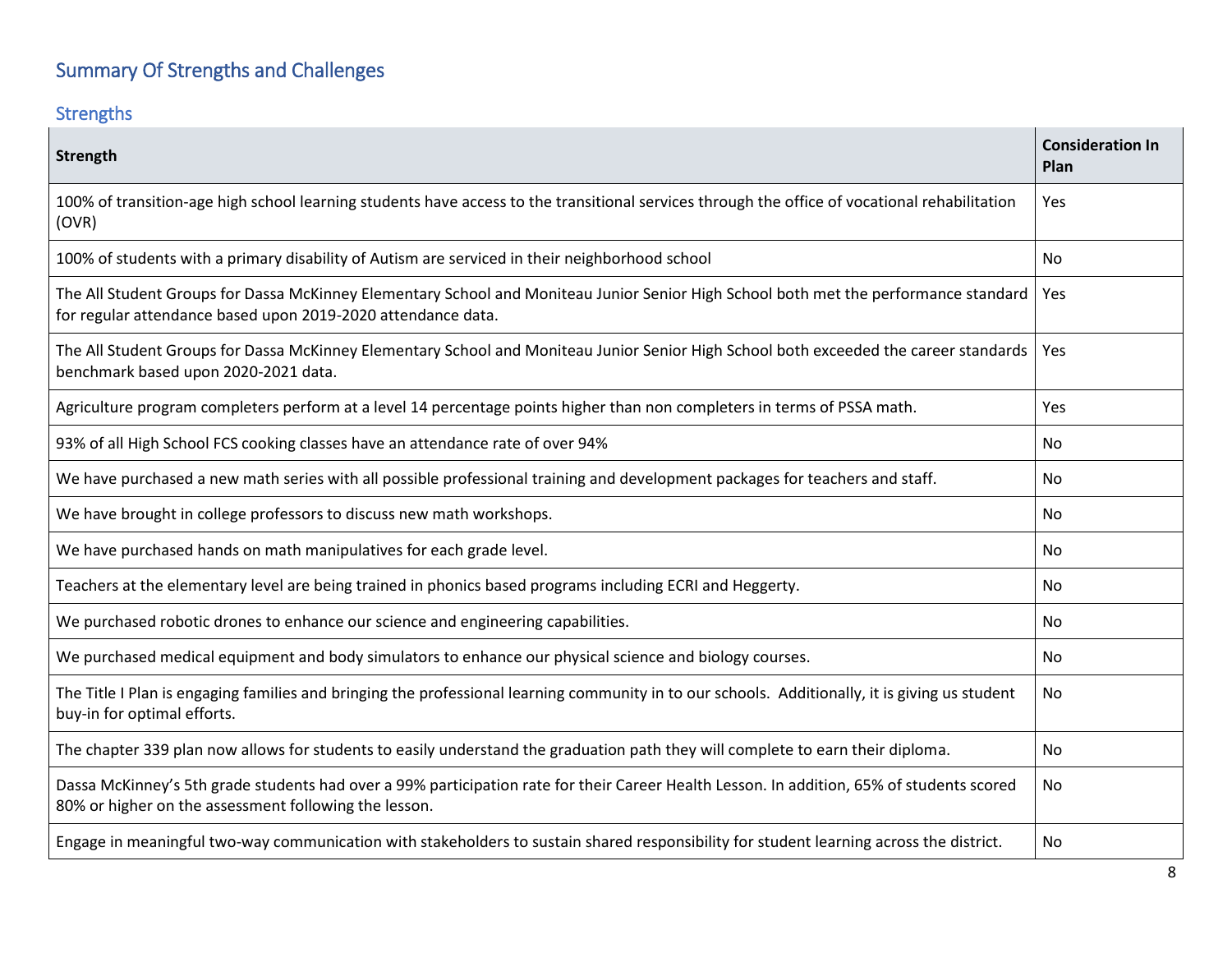## Summary Of Strengths and Challenges

### Strengths

| Strength | Consideration In Plan |
|---|---|
| 100% of transition-age high school learning students have access to the transitional services through the office of vocational rehabilitation (OVR) | Yes |
| 100% of students with a primary disability of Autism are serviced in their neighborhood school | No |
| The All Student Groups for Dassa McKinney Elementary School and Moniteau Junior Senior High School both met the performance standard for regular attendance based upon 2019-2020 attendance data. | Yes |
| The All Student Groups for Dassa McKinney Elementary School and Moniteau Junior Senior High School both exceeded the career standards benchmark based upon 2020-2021 data. | Yes |
| Agriculture program completers perform at a level 14 percentage points higher than non completers in terms of PSSA math. | Yes |
| 93% of all High School FCS cooking classes have an attendance rate of over 94% | No |
| We have purchased a new math series with all possible professional training and development packages for teachers and staff. | No |
| We have brought in college professors to discuss new math workshops. | No |
| We have purchased hands on math manipulatives for each grade level. | No |
| Teachers at the elementary level are being trained in phonics based programs including ECRI and Heggerty. | No |
| We purchased robotic drones to enhance our science and engineering capabilities. | No |
| We purchased medical equipment and body simulators to enhance our physical science and biology courses. | No |
| The Title I Plan is engaging families and bringing the professional learning community in to our schools. Additionally, it is giving us student buy-in for optimal efforts. | No |
| The chapter 339 plan now allows for students to easily understand the graduation path they will complete to earn their diploma. | No |
| Dassa McKinney's 5th grade students had over a 99% participation rate for their Career Health Lesson. In addition, 65% of students scored 80% or higher on the assessment following the lesson. | No |
| Engage in meaningful two-way communication with stakeholders to sustain shared responsibility for student learning across the district. | No |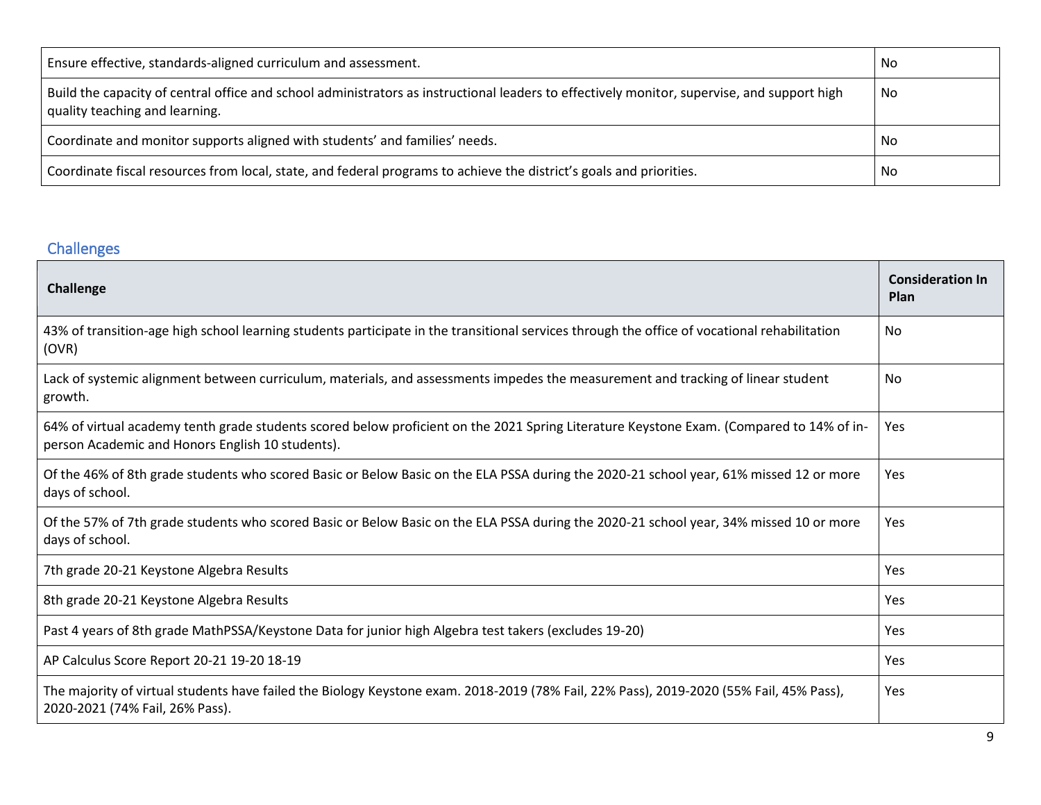| | |
|---|---|
| Ensure effective, standards-aligned curriculum and assessment. | No |
| Build the capacity of central office and school administrators as instructional leaders to effectively monitor, supervise, and support high quality teaching and learning. | No |
| Coordinate and monitor supports aligned with students' and families' needs. | No |
| Coordinate fiscal resources from local, state, and federal programs to achieve the district's goals and priorities. | No |

## Challenges

| Challenge | Consideration In Plan |
|---|---|
| 43% of transition-age high school learning students participate in the transitional services through the office of vocational rehabilitation (OVR) | No |
| Lack of systemic alignment between curriculum, materials, and assessments impedes the measurement and tracking of linear student growth. | No |
| 64% of virtual academy tenth grade students scored below proficient on the 2021 Spring Literature Keystone Exam. (Compared to 14% of in-person Academic and Honors English 10 students). | Yes |
| Of the 46% of 8th grade students who scored Basic or Below Basic on the ELA PSSA during the 2020-21 school year, 61% missed 12 or more days of school. | Yes |
| Of the 57% of 7th grade students who scored Basic or Below Basic on the ELA PSSA during the 2020-21 school year, 34% missed 10 or more days of school. | Yes |
| 7th grade 20-21 Keystone Algebra Results | Yes |
| 8th grade 20-21 Keystone Algebra Results | Yes |
| Past 4 years of 8th grade MathPSSA/Keystone Data for junior high Algebra test takers (excludes 19-20) | Yes |
| AP Calculus Score Report 20-21 19-20 18-19 | Yes |
| The majority of virtual students have failed the Biology Keystone exam. 2018-2019 (78% Fail, 22% Pass), 2019-2020 (55% Fail, 45% Pass), 2020-2021 (74% Fail, 26% Pass). | Yes |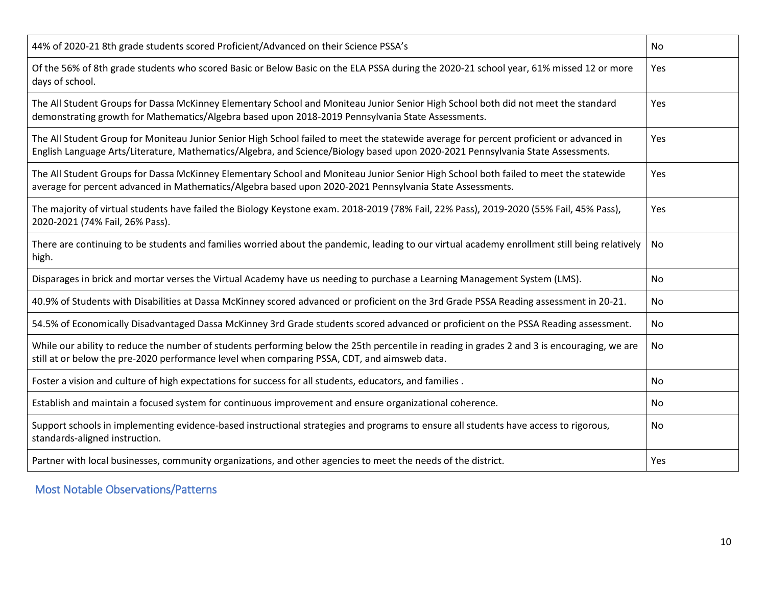| | |
|---|---|
| 44% of 2020-21 8th grade students scored Proficient/Advanced on their Science PSSA's | No |
| Of the 56% of 8th grade students who scored Basic or Below Basic on the ELA PSSA during the 2020-21 school year, 61% missed 12 or more days of school. | Yes |
| The All Student Groups for Dassa McKinney Elementary School and Moniteau Junior Senior High School both did not meet the standard demonstrating growth for Mathematics/Algebra based upon 2018-2019 Pennsylvania State Assessments. | Yes |
| The All Student Group for Moniteau Junior Senior High School failed to meet the statewide average for percent proficient or advanced in English Language Arts/Literature, Mathematics/Algebra, and Science/Biology based upon 2020-2021 Pennsylvania State Assessments. | Yes |
| The All Student Groups for Dassa McKinney Elementary School and Moniteau Junior Senior High School both failed to meet the statewide average for percent advanced in Mathematics/Algebra based upon 2020-2021 Pennsylvania State Assessments. | Yes |
| The majority of virtual students have failed the Biology Keystone exam. 2018-2019 (78% Fail, 22% Pass), 2019-2020 (55% Fail, 45% Pass), 2020-2021 (74% Fail, 26% Pass). | Yes |
| There are continuing to be students and families worried about the pandemic, leading to our virtual academy enrollment still being relatively high. | No |
| Disparages in brick and mortar verses the Virtual Academy have us needing to purchase a Learning Management System (LMS). | No |
| 40.9% of Students with Disabilities at Dassa McKinney scored advanced or proficient on the 3rd Grade PSSA Reading assessment in 20-21. | No |
| 54.5% of Economically Disadvantaged Dassa McKinney 3rd Grade students scored advanced or proficient on the PSSA Reading assessment. | No |
| While our ability to reduce the number of students performing below the 25th percentile in reading in grades 2 and 3 is encouraging, we are still at or below the pre-2020 performance level when comparing PSSA, CDT, and aimsweb data. | No |
| Foster a vision and culture of high expectations for success for all students, educators, and families . | No |
| Establish and maintain a focused system for continuous improvement and ensure organizational coherence. | No |
| Support schools in implementing evidence-based instructional strategies and programs to ensure all students have access to rigorous, standards-aligned instruction. | No |
| Partner with local businesses, community organizations, and other agencies to meet the needs of the district. | Yes |

## Most Notable Observations/Patterns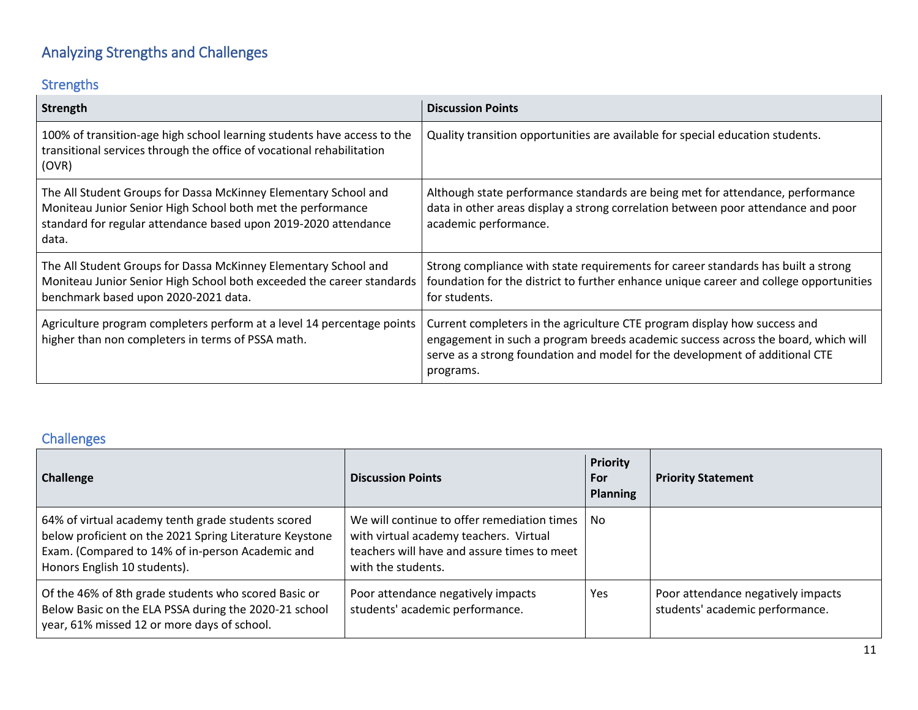## Analyzing Strengths and Challenges

### Strengths

| Strength | Discussion Points |
| --- | --- |
| 100% of transition-age high school learning students have access to the transitional services through the office of vocational rehabilitation (OVR) | Quality transition opportunities are available for special education students. |
| The All Student Groups for Dassa McKinney Elementary School and Moniteau Junior Senior High School both met the performance standard for regular attendance based upon 2019-2020 attendance data. | Although state performance standards are being met for attendance, performance data in other areas display a strong correlation between poor attendance and poor academic performance. |
| The All Student Groups for Dassa McKinney Elementary School and Moniteau Junior Senior High School both exceeded the career standards benchmark based upon 2020-2021 data. | Strong compliance with state requirements for career standards has built a strong foundation for the district to further enhance unique career and college opportunities for students. |
| Agriculture program completers perform at a level 14 percentage points higher than non completers in terms of PSSA math. | Current completers in the agriculture CTE program display how success and engagement in such a program breeds academic success across the board, which will serve as a strong foundation and model for the development of additional CTE programs. |

### Challenges

| Challenge | Discussion Points | Priority For Planning | Priority Statement |
| --- | --- | --- | --- |
| 64% of virtual academy tenth grade students scored below proficient on the 2021 Spring Literature Keystone Exam. (Compared to 14% of in-person Academic and Honors English 10 students). | We will continue to offer remediation times with virtual academy teachers. Virtual teachers will have and assure times to meet with the students. | No | |
| Of the 46% of 8th grade students who scored Basic or Below Basic on the ELA PSSA during the 2020-21 school year, 61% missed 12 or more days of school. | Poor attendance negatively impacts students' academic performance. | Yes | Poor attendance negatively impacts students' academic performance. |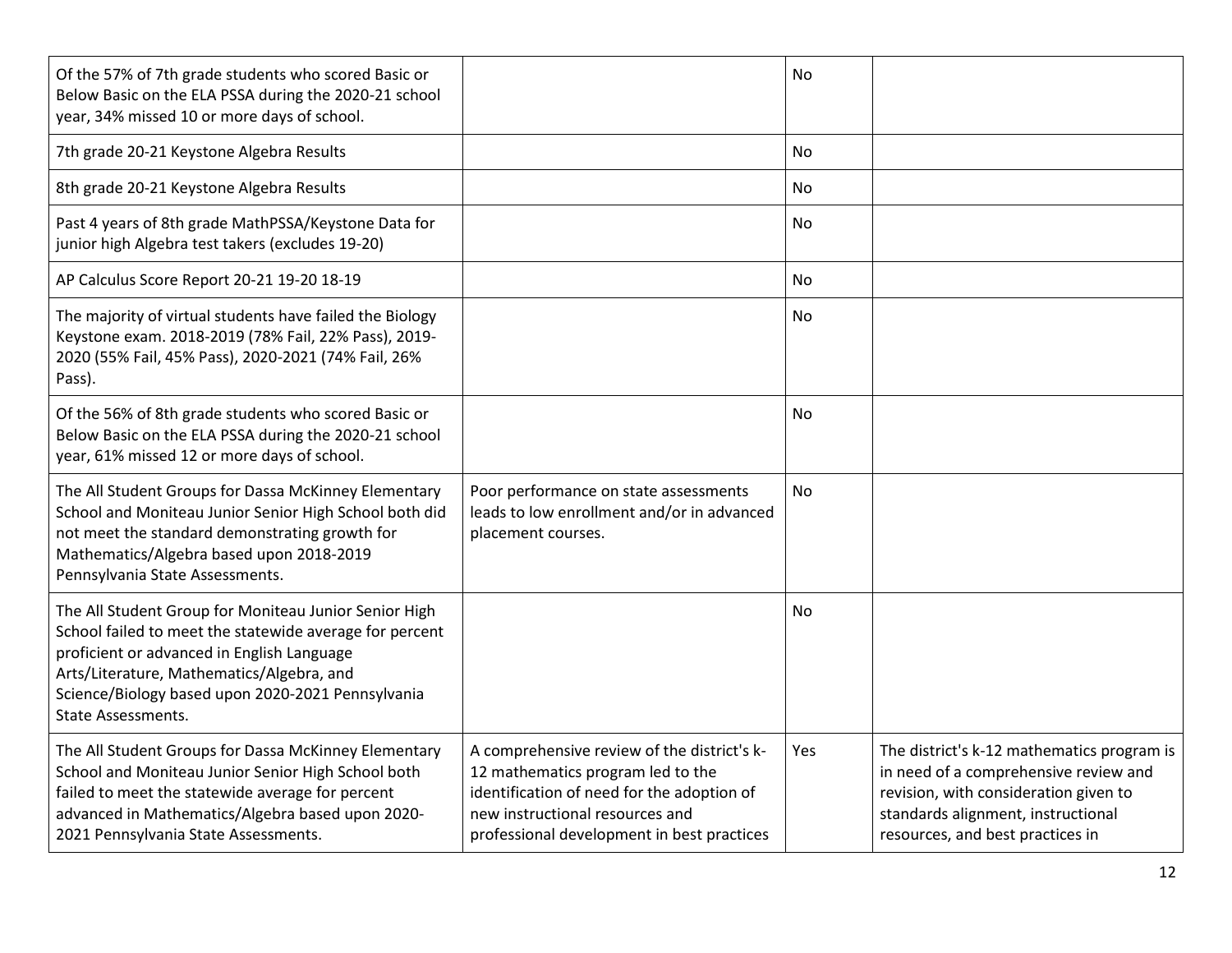| | | | |
|---|---|---|---|
| Of the 57% of 7th grade students who scored Basic or Below Basic on the ELA PSSA during the 2020-21 school year, 34% missed 10 or more days of school. | | No | |
| 7th grade 20-21 Keystone Algebra Results | | No | |
| 8th grade 20-21 Keystone Algebra Results | | No | |
| Past 4 years of 8th grade MathPSSA/Keystone Data for junior high Algebra test takers (excludes 19-20) | | No | |
| AP Calculus Score Report 20-21 19-20 18-19 | | No | |
| The majority of virtual students have failed the Biology Keystone exam. 2018-2019 (78% Fail, 22% Pass), 2019-2020 (55% Fail, 45% Pass), 2020-2021 (74% Fail, 26% Pass). | | No | |
| Of the 56% of 8th grade students who scored Basic or Below Basic on the ELA PSSA during the 2020-21 school year, 61% missed 12 or more days of school. | | No | |
| The All Student Groups for Dassa McKinney Elementary School and Moniteau Junior Senior High School both did not meet the standard demonstrating growth for Mathematics/Algebra based upon 2018-2019 Pennsylvania State Assessments. | Poor performance on state assessments leads to low enrollment and/or in advanced placement courses. | No | |
| The All Student Group for Moniteau Junior Senior High School failed to meet the statewide average for percent proficient or advanced in English Language Arts/Literature, Mathematics/Algebra, and Science/Biology based upon 2020-2021 Pennsylvania State Assessments. | | No | |
| The All Student Groups for Dassa McKinney Elementary School and Moniteau Junior Senior High School both failed to meet the statewide average for percent advanced in Mathematics/Algebra based upon 2020-2021 Pennsylvania State Assessments. | A comprehensive review of the district's k-12 mathematics program led to the identification of need for the adoption of new instructional resources and professional development in best practices | Yes | The district's k-12 mathematics program is in need of a comprehensive review and revision, with consideration given to standards alignment, instructional resources, and best practices in |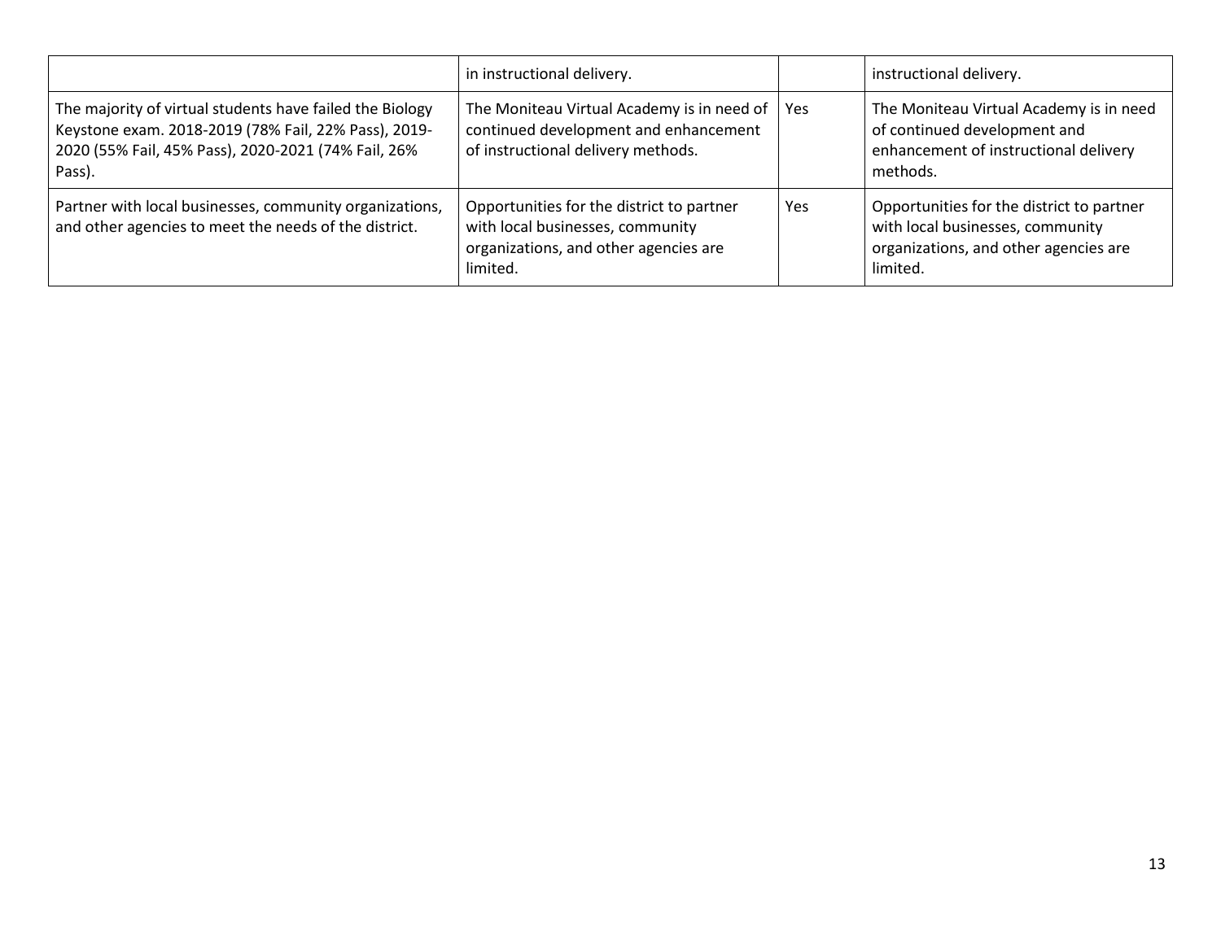| | | | |
|---|---|---|---|
| | in instructional delivery. | | instructional delivery. |
| The majority of virtual students have failed the Biology Keystone exam. 2018-2019 (78% Fail, 22% Pass), 2019-2020 (55% Fail, 45% Pass), 2020-2021 (74% Fail, 26% Pass). | The Moniteau Virtual Academy is in need of continued development and enhancement of instructional delivery methods. | Yes | The Moniteau Virtual Academy is in need of continued development and enhancement of instructional delivery methods. |
| Partner with local businesses, community organizations, and other agencies to meet the needs of the district. | Opportunities for the district to partner with local businesses, community organizations, and other agencies are limited. | Yes | Opportunities for the district to partner with local businesses, community organizations, and other agencies are limited. |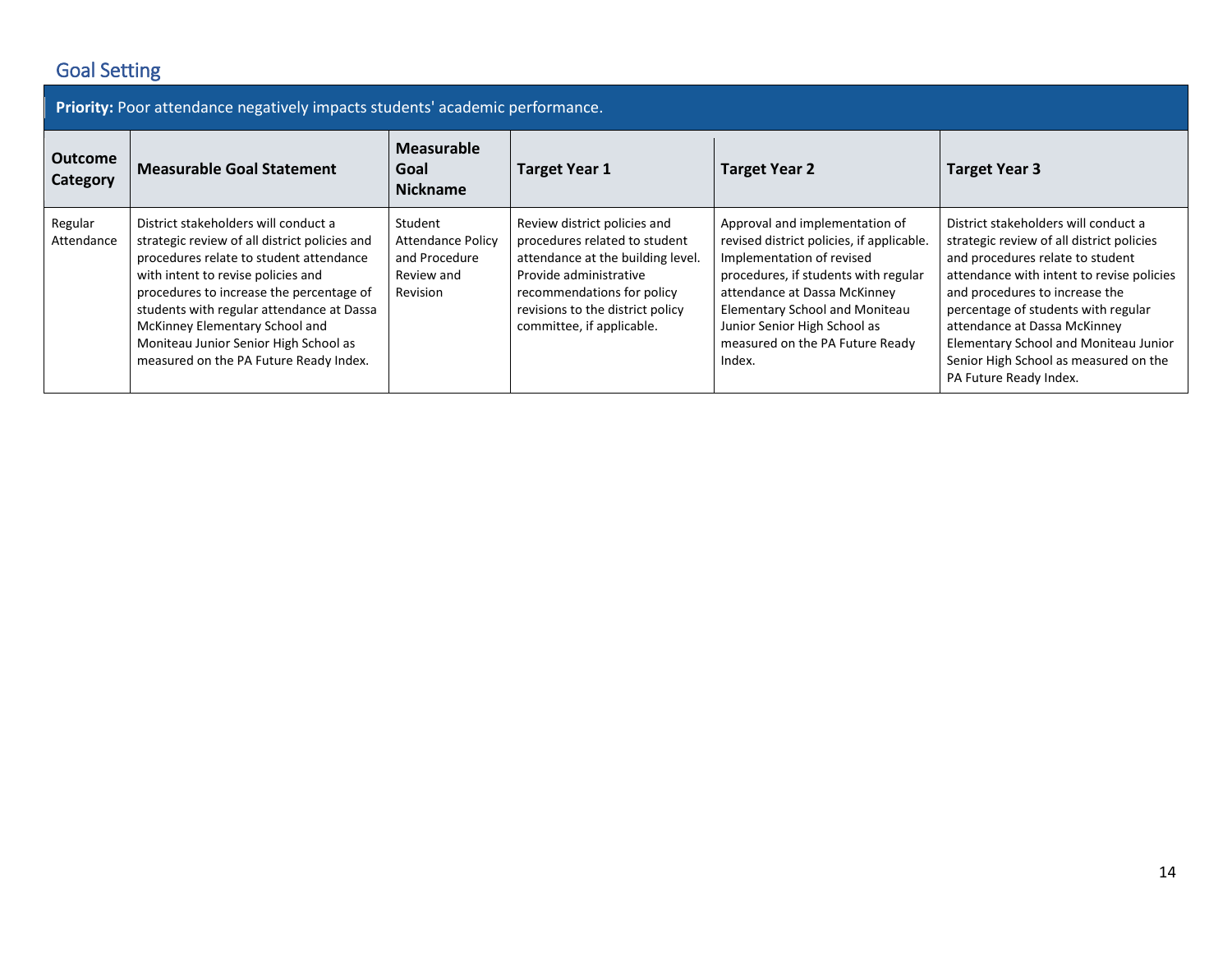## Goal Setting

**Priority:** Poor attendance negatively impacts students' academic performance.

| Outcome Category | Measurable Goal Statement | Measurable Goal Nickname | Target Year 1 | Target Year 2 | Target Year 3 |
|---|---|---|---|---|---|
| Regular Attendance | District stakeholders will conduct a strategic review of all district policies and procedures relate to student attendance with intent to revise policies and procedures to increase the percentage of students with regular attendance at Dassa McKinney Elementary School and Moniteau Junior Senior High School as measured on the PA Future Ready Index. | Student Attendance Policy and Procedure Review and Revision | Review district policies and procedures related to student attendance at the building level. Provide administrative recommendations for policy revisions to the district policy committee, if applicable. | Approval and implementation of revised district policies, if applicable. Implementation of revised procedures, if students with regular attendance at Dassa McKinney Elementary School and Moniteau Junior Senior High School as measured on the PA Future Ready Index. | District stakeholders will conduct a strategic review of all district policies and procedures relate to student attendance with intent to revise policies and procedures to increase the percentage of students with regular attendance at Dassa McKinney Elementary School and Moniteau Junior Senior High School as measured on the PA Future Ready Index. |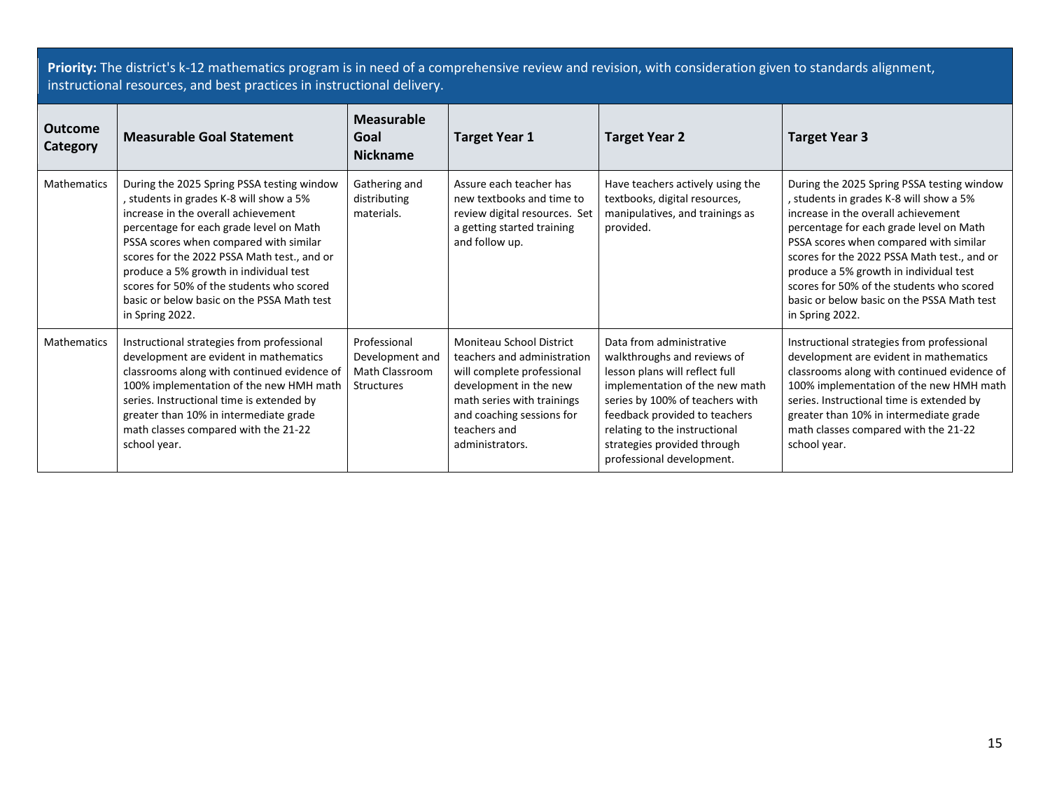**Priority:** The district's k-12 mathematics program is in need of a comprehensive review and revision, with consideration given to standards alignment, instructional resources, and best practices in instructional delivery.

| Outcome Category | Measurable Goal Statement | Measurable Goal Nickname | Target Year 1 | Target Year 2 | Target Year 3 |
|---|---|---|---|---|---|
| Mathematics | During the 2025 Spring PSSA testing window , students in grades K-8 will show a 5% increase in the overall achievement percentage for each grade level on Math PSSA scores when compared with similar scores for the 2022 PSSA Math test., and or produce a 5% growth in individual test scores for 50% of the students who scored basic or below basic on the PSSA Math test in Spring 2022. | Gathering and distributing materials. | Assure each teacher has new textbooks and time to review digital resources. Set a getting started training and follow up. | Have teachers actively using the textbooks, digital resources, manipulatives, and trainings as provided. | During the 2025 Spring PSSA testing window , students in grades K-8 will show a 5% increase in the overall achievement percentage for each grade level on Math PSSA scores when compared with similar scores for the 2022 PSSA Math test., and or produce a 5% growth in individual test scores for 50% of the students who scored basic or below basic on the PSSA Math test in Spring 2022. |
| Mathematics | Instructional strategies from professional development are evident in mathematics classrooms along with continued evidence of 100% implementation of the new HMH math series. Instructional time is extended by greater than 10% in intermediate grade math classes compared with the 21-22 school year. | Professional Development and Math Classroom Structures | Moniteau School District teachers and administration will complete professional development in the new math series with trainings and coaching sessions for teachers and administrators. | Data from administrative walkthroughs and reviews of lesson plans will reflect full implementation of the new math series by 100% of teachers with feedback provided to teachers relating to the instructional strategies provided through professional development. | Instructional strategies from professional development are evident in mathematics classrooms along with continued evidence of 100% implementation of the new HMH math series. Instructional time is extended by greater than 10% in intermediate grade math classes compared with the 21-22 school year. |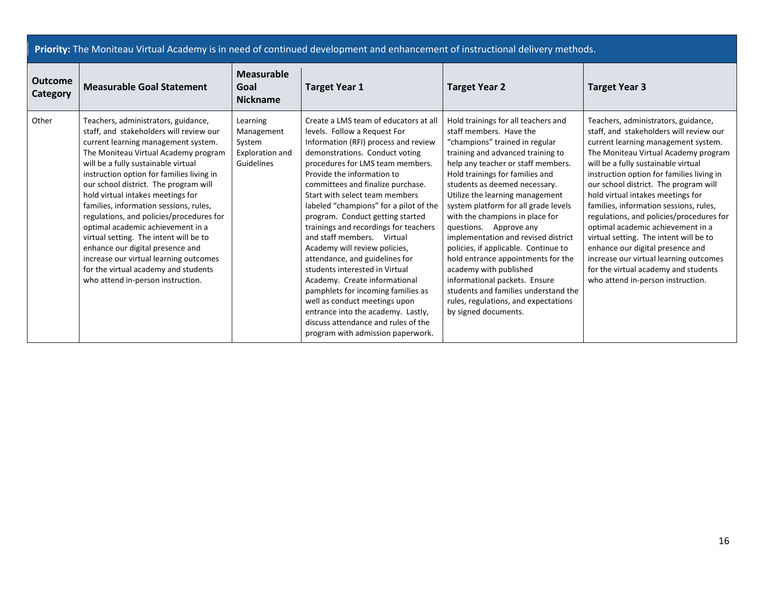| **Priority:** The Moniteau Virtual Academy is in need of continued development and enhancement of instructional delivery methods. | | | | | |
|---|---|---|---|---|---|
| **Outcome Category** | **Measurable Goal Statement** | **Measurable Goal Nickname** | **Target Year 1** | **Target Year 2** | **Target Year 3** |
| Other | Teachers, administrators, guidance, staff, and stakeholders will review our current learning management system. The Moniteau Virtual Academy program will be a fully sustainable virtual instruction option for families living in our school district. The program will hold virtual intakes meetings for families, information sessions, rules, regulations, and policies/procedures for optimal academic achievement in a virtual setting. The intent will be to enhance our digital presence and increase our virtual learning outcomes for the virtual academy and students who attend in-person instruction. | Learning Management System Exploration and Guidelines | Create a LMS team of educators at all levels. Follow a Request For Information (RFI) process and review demonstrations. Conduct voting procedures for LMS team members. Provide the information to committees and finalize purchase. Start with select team members labeled "champions" for a pilot of the program. Conduct getting started trainings and recordings for teachers and staff members. Virtual Academy will review policies, attendance, and guidelines for students interested in Virtual Academy. Create informational pamphlets for incoming families as well as conduct meetings upon entrance into the academy. Lastly, discuss attendance and rules of the program with admission paperwork. | Hold trainings for all teachers and staff members. Have the "champions" trained in regular training and advanced training to help any teacher or staff members. Hold trainings for families and students as deemed necessary. Utilize the learning management system platform for all grade levels with the champions in place for questions. Approve any implementation and revised district policies, if applicable. Continue to hold entrance appointments for the academy with published informational packets. Ensure students and families understand the rules, regulations, and expectations by signed documents. | Teachers, administrators, guidance, staff, and stakeholders will review our current learning management system. The Moniteau Virtual Academy program will be a fully sustainable virtual instruction option for families living in our school district. The program will hold virtual intakes meetings for families, information sessions, rules, regulations, and policies/procedures for optimal academic achievement in a virtual setting. The intent will be to enhance our digital presence and increase our virtual learning outcomes for the virtual academy and students who attend in-person instruction. |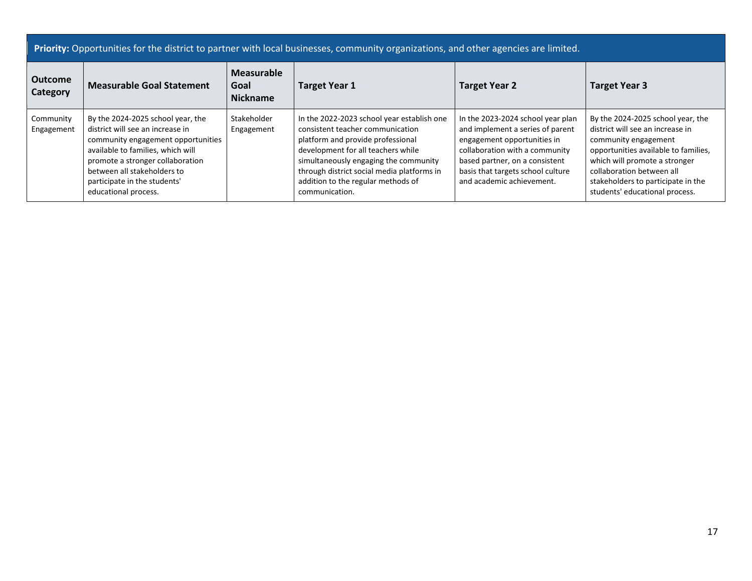**Priority:** Opportunities for the district to partner with local businesses, community organizations, and other agencies are limited.

| Outcome Category | Measurable Goal Statement | Measurable Goal Nickname | Target Year 1 | Target Year 2 | Target Year 3 |
|---|---|---|---|---|---|
| Community Engagement | By the 2024-2025 school year, the district will see an increase in community engagement opportunities available to families, which will promote a stronger collaboration between all stakeholders to participate in the students' educational process. | Stakeholder Engagement | In the 2022-2023 school year establish one consistent teacher communication platform and provide professional development for all teachers while simultaneously engaging the community through district social media platforms in addition to the regular methods of communication. | In the 2023-2024 school year plan and implement a series of parent engagement opportunities in collaboration with a community based partner, on a consistent basis that targets school culture and academic achievement. | By the 2024-2025 school year, the district will see an increase in community engagement opportunities available to families, which will promote a stronger collaboration between all stakeholders to participate in the students' educational process. |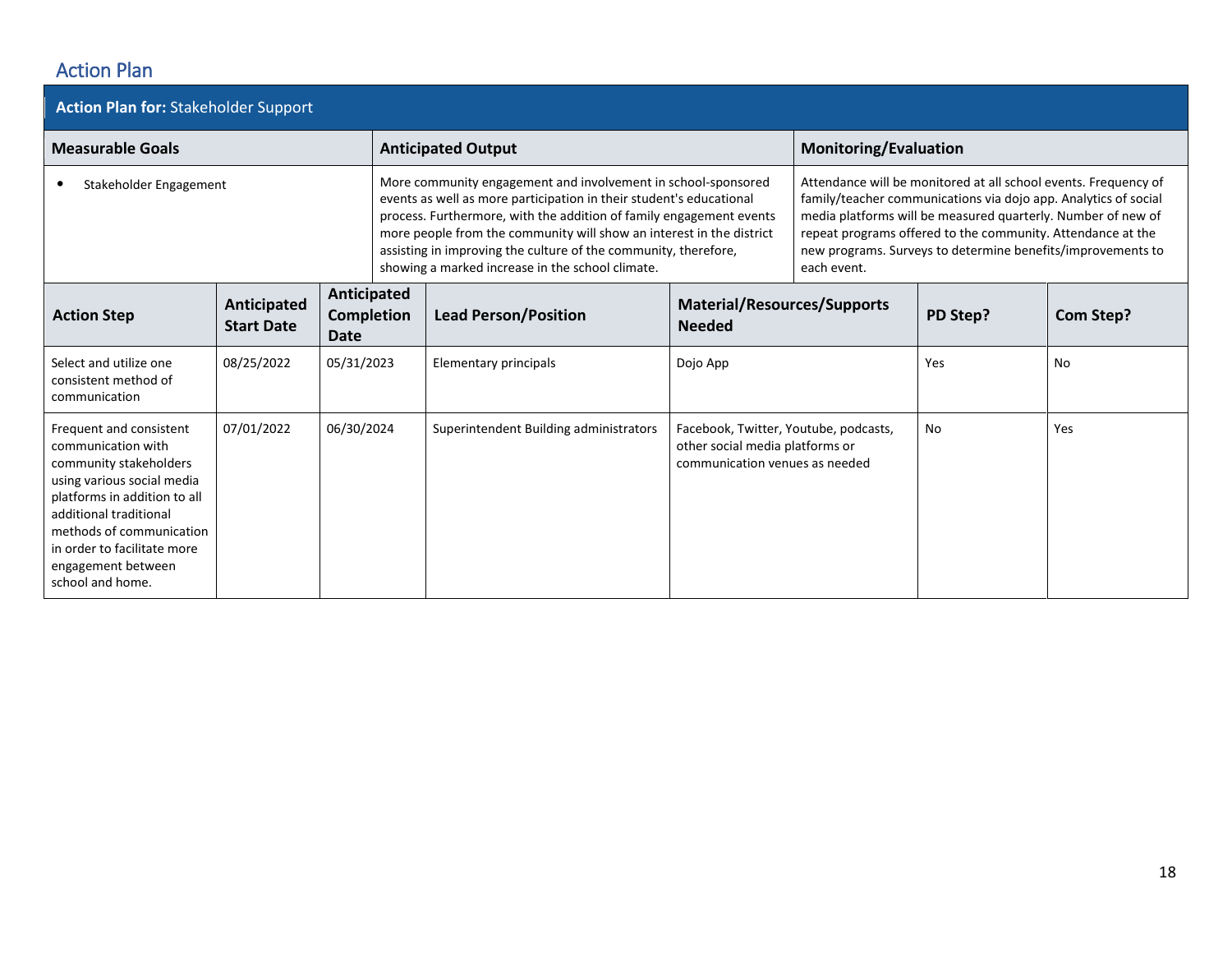## Action Plan

**Action Plan for:** Stakeholder Support

| Measurable Goals | Anticipated Output | Monitoring/Evaluation |
|---|---|---|
| • Stakeholder Engagement | More community engagement and involvement in school-sponsored events as well as more participation in their student's educational process. Furthermore, with the addition of family engagement events more people from the community will show an interest in the district assisting in improving the culture of the community, therefore, showing a marked increase in the school climate. | Attendance will be monitored at all school events. Frequency of family/teacher communications via dojo app. Analytics of social media platforms will be measured quarterly. Number of new of repeat programs offered to the community. Attendance at the new programs. Surveys to determine benefits/improvements to each event. |

| Action Step | Anticipated Start Date | Anticipated Completion Date | Lead Person/Position | Material/Resources/Supports Needed | PD Step? | Com Step? |
|---|---|---|---|---|---|---|
| Select and utilize one consistent method of communication | 08/25/2022 | 05/31/2023 | Elementary principals | Dojo App | Yes | No |
| Frequent and consistent communication with community stakeholders using various social media platforms in addition to all additional traditional methods of communication in order to facilitate more engagement between school and home. | 07/01/2022 | 06/30/2024 | Superintendent Building administrators | Facebook, Twitter, Youtube, podcasts, other social media platforms or communication venues as needed | No | Yes |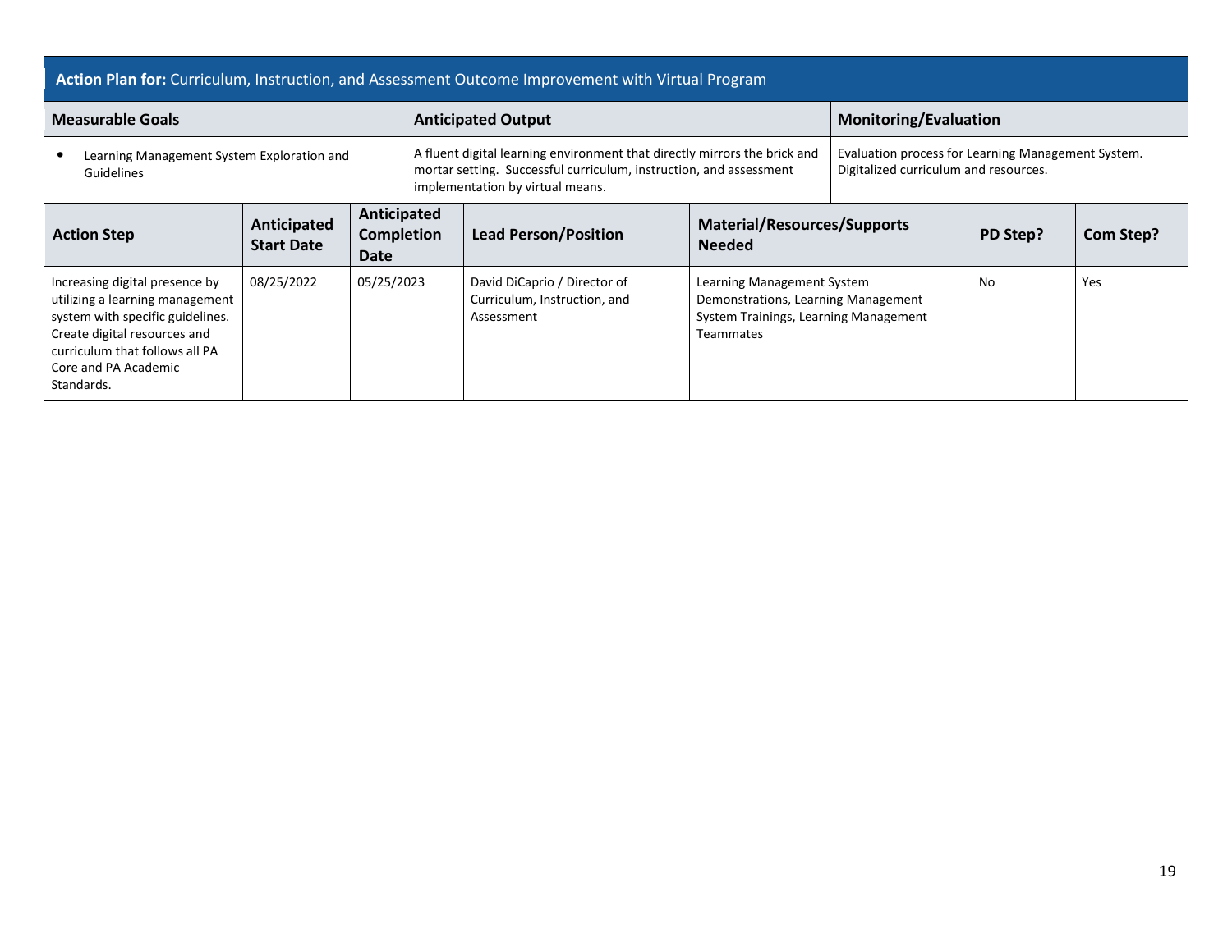**Action Plan for:** Curriculum, Instruction, and Assessment Outcome Improvement with Virtual Program

| Measurable Goals | Anticipated Output | Monitoring/Evaluation |
|---|---|---|
| • Learning Management System Exploration and Guidelines | A fluent digital learning environment that directly mirrors the brick and mortar setting. Successful curriculum, instruction, and assessment implementation by virtual means. | Evaluation process for Learning Management System. Digitalized curriculum and resources. |

| Action Step | Anticipated Start Date | Anticipated Completion Date | Lead Person/Position | Material/Resources/Supports Needed | PD Step? | Com Step? |
|---|---|---|---|---|---|---|
| Increasing digital presence by utilizing a learning management system with specific guidelines. Create digital resources and curriculum that follows all PA Core and PA Academic Standards. | 08/25/2022 | 05/25/2023 | David DiCaprio / Director of Curriculum, Instruction, and Assessment | Learning Management System Demonstrations, Learning Management System Trainings, Learning Management Teammates | No | Yes |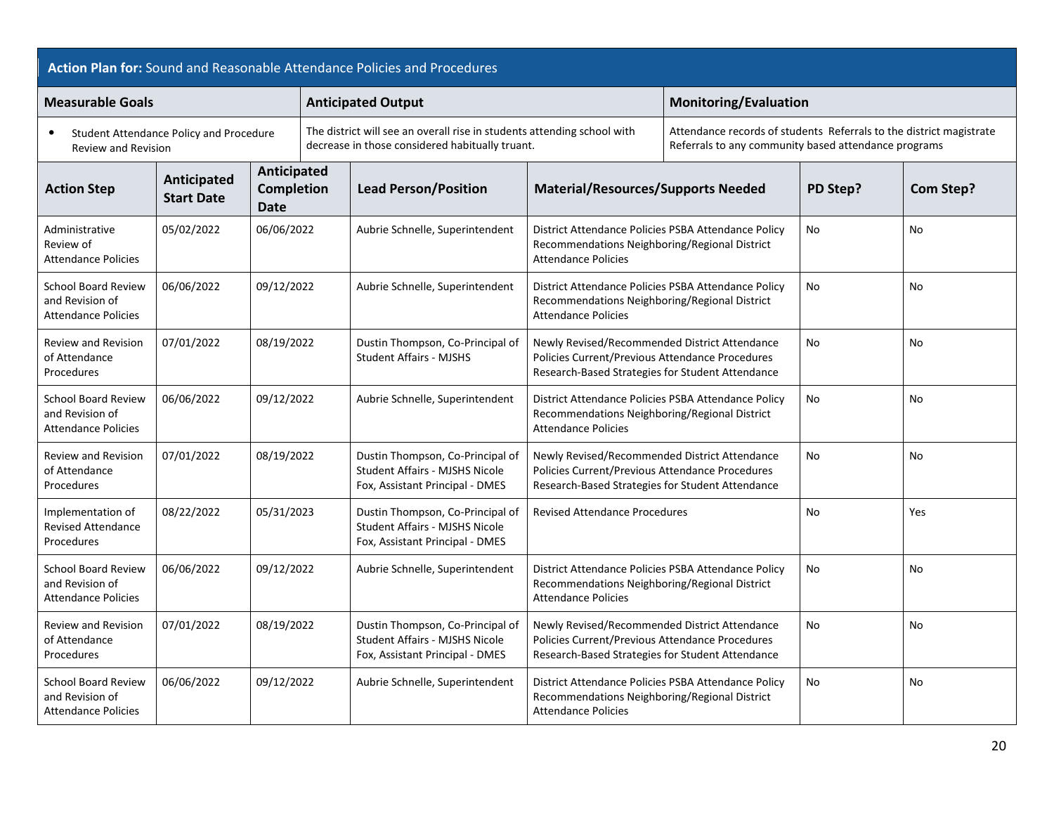**Action Plan for:** Sound and Reasonable Attendance Policies and Procedures

| Measurable Goals | Anticipated Output | Monitoring/Evaluation |
|---|---|---|
| • Student Attendance Policy and Procedure Review and Revision | The district will see an overall rise in students attending school with decrease in those considered habitually truant. | Attendance records of students Referrals to the district magistrate Referrals to any community based attendance programs |

| Action Step | Anticipated Start Date | Anticipated Completion Date | Lead Person/Position | Material/Resources/Supports Needed | PD Step? | Com Step? |
|---|---|---|---|---|---|---|
| Administrative Review of Attendance Policies | 05/02/2022 | 06/06/2022 | Aubrie Schnelle, Superintendent | District Attendance Policies PSBA Attendance Policy Recommendations Neighboring/Regional District Attendance Policies | No | No |
| School Board Review and Revision of Attendance Policies | 06/06/2022 | 09/12/2022 | Aubrie Schnelle, Superintendent | District Attendance Policies PSBA Attendance Policy Recommendations Neighboring/Regional District Attendance Policies | No | No |
| Review and Revision of Attendance Procedures | 07/01/2022 | 08/19/2022 | Dustin Thompson, Co-Principal of Student Affairs - MJSHS | Newly Revised/Recommended District Attendance Policies Current/Previous Attendance Procedures Research-Based Strategies for Student Attendance | No | No |
| School Board Review and Revision of Attendance Policies | 06/06/2022 | 09/12/2022 | Aubrie Schnelle, Superintendent | District Attendance Policies PSBA Attendance Policy Recommendations Neighboring/Regional District Attendance Policies | No | No |
| Review and Revision of Attendance Procedures | 07/01/2022 | 08/19/2022 | Dustin Thompson, Co-Principal of Student Affairs - MJSHS Nicole Fox, Assistant Principal - DMES | Newly Revised/Recommended District Attendance Policies Current/Previous Attendance Procedures Research-Based Strategies for Student Attendance | No | No |
| Implementation of Revised Attendance Procedures | 08/22/2022 | 05/31/2023 | Dustin Thompson, Co-Principal of Student Affairs - MJSHS Nicole Fox, Assistant Principal - DMES | Revised Attendance Procedures | No | Yes |
| School Board Review and Revision of Attendance Policies | 06/06/2022 | 09/12/2022 | Aubrie Schnelle, Superintendent | District Attendance Policies PSBA Attendance Policy Recommendations Neighboring/Regional District Attendance Policies | No | No |
| Review and Revision of Attendance Procedures | 07/01/2022 | 08/19/2022 | Dustin Thompson, Co-Principal of Student Affairs - MJSHS Nicole Fox, Assistant Principal - DMES | Newly Revised/Recommended District Attendance Policies Current/Previous Attendance Procedures Research-Based Strategies for Student Attendance | No | No |
| School Board Review and Revision of Attendance Policies | 06/06/2022 | 09/12/2022 | Aubrie Schnelle, Superintendent | District Attendance Policies PSBA Attendance Policy Recommendations Neighboring/Regional District Attendance Policies | No | No |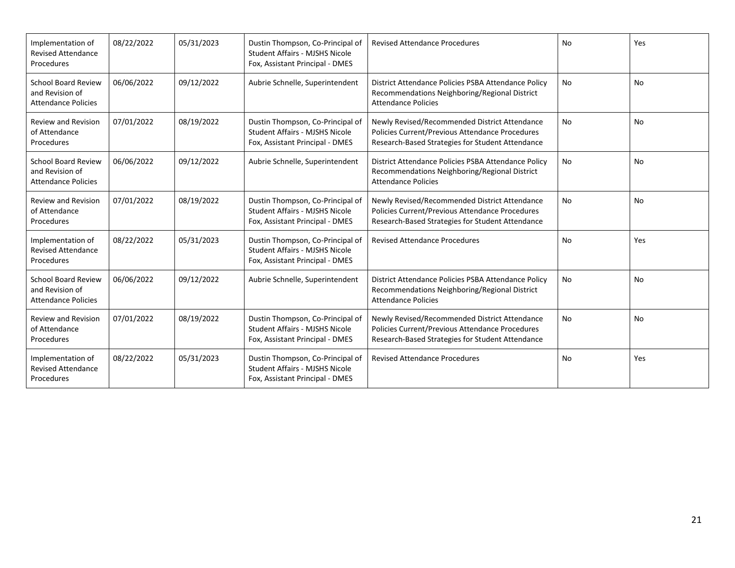| | | | | | | |
|---|---|---|---|---|---|---|
| Implementation of Revised Attendance Procedures | 08/22/2022 | 05/31/2023 | Dustin Thompson, Co-Principal of Student Affairs - MJSHS Nicole Fox, Assistant Principal - DMES | Revised Attendance Procedures | No | Yes |
| School Board Review and Revision of Attendance Policies | 06/06/2022 | 09/12/2022 | Aubrie Schnelle, Superintendent | District Attendance Policies PSBA Attendance Policy Recommendations Neighboring/Regional District Attendance Policies | No | No |
| Review and Revision of Attendance Procedures | 07/01/2022 | 08/19/2022 | Dustin Thompson, Co-Principal of Student Affairs - MJSHS Nicole Fox, Assistant Principal - DMES | Newly Revised/Recommended District Attendance Policies Current/Previous Attendance Procedures Research-Based Strategies for Student Attendance | No | No |
| School Board Review and Revision of Attendance Policies | 06/06/2022 | 09/12/2022 | Aubrie Schnelle, Superintendent | District Attendance Policies PSBA Attendance Policy Recommendations Neighboring/Regional District Attendance Policies | No | No |
| Review and Revision of Attendance Procedures | 07/01/2022 | 08/19/2022 | Dustin Thompson, Co-Principal of Student Affairs - MJSHS Nicole Fox, Assistant Principal - DMES | Newly Revised/Recommended District Attendance Policies Current/Previous Attendance Procedures Research-Based Strategies for Student Attendance | No | No |
| Implementation of Revised Attendance Procedures | 08/22/2022 | 05/31/2023 | Dustin Thompson, Co-Principal of Student Affairs - MJSHS Nicole Fox, Assistant Principal - DMES | Revised Attendance Procedures | No | Yes |
| School Board Review and Revision of Attendance Policies | 06/06/2022 | 09/12/2022 | Aubrie Schnelle, Superintendent | District Attendance Policies PSBA Attendance Policy Recommendations Neighboring/Regional District Attendance Policies | No | No |
| Review and Revision of Attendance Procedures | 07/01/2022 | 08/19/2022 | Dustin Thompson, Co-Principal of Student Affairs - MJSHS Nicole Fox, Assistant Principal - DMES | Newly Revised/Recommended District Attendance Policies Current/Previous Attendance Procedures Research-Based Strategies for Student Attendance | No | No |
| Implementation of Revised Attendance Procedures | 08/22/2022 | 05/31/2023 | Dustin Thompson, Co-Principal of Student Affairs - MJSHS Nicole Fox, Assistant Principal - DMES | Revised Attendance Procedures | No | Yes |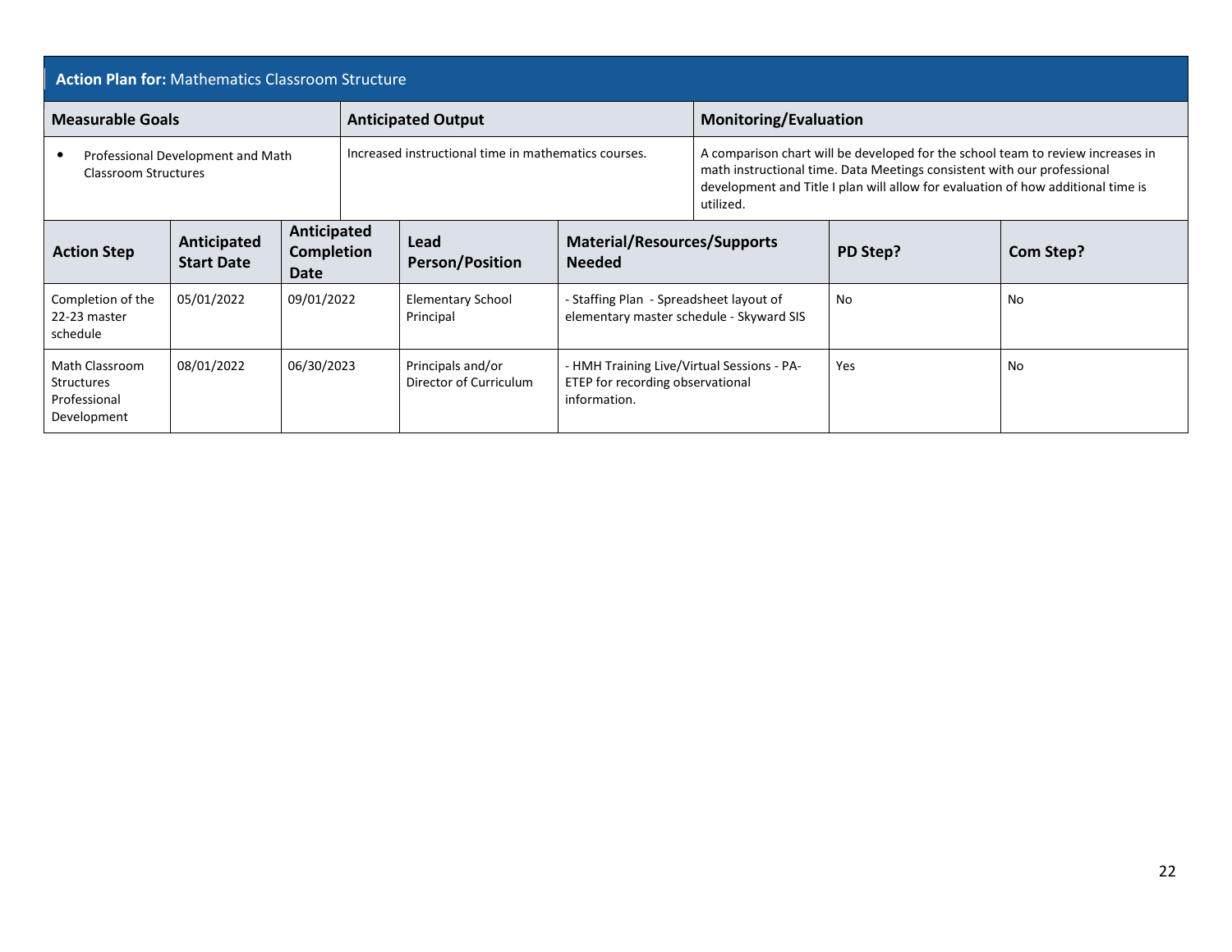**Action Plan for:** Mathematics Classroom Structure

| Measurable Goals | Anticipated Output | Monitoring/Evaluation |
| --- | --- | --- |
| • Professional Development and Math Classroom Structures | Increased instructional time in mathematics courses. | A comparison chart will be developed for the school team to review increases in math instructional time. Data Meetings consistent with our professional development and Title I plan will allow for evaluation of how additional time is utilized. |

| Action Step | Anticipated Start Date | Anticipated Completion Date | Lead Person/Position | Material/Resources/Supports Needed | PD Step? | Com Step? |
| --- | --- | --- | --- | --- | --- | --- |
| Completion of the 22-23 master schedule | 05/01/2022 | 09/01/2022 | Elementary School Principal | - Staffing Plan - Spreadsheet layout of elementary master schedule - Skyward SIS | No | No |
| Math Classroom Structures Professional Development | 08/01/2022 | 06/30/2023 | Principals and/or Director of Curriculum | - HMH Training Live/Virtual Sessions - PA-ETEP for recording observational information. | Yes | No |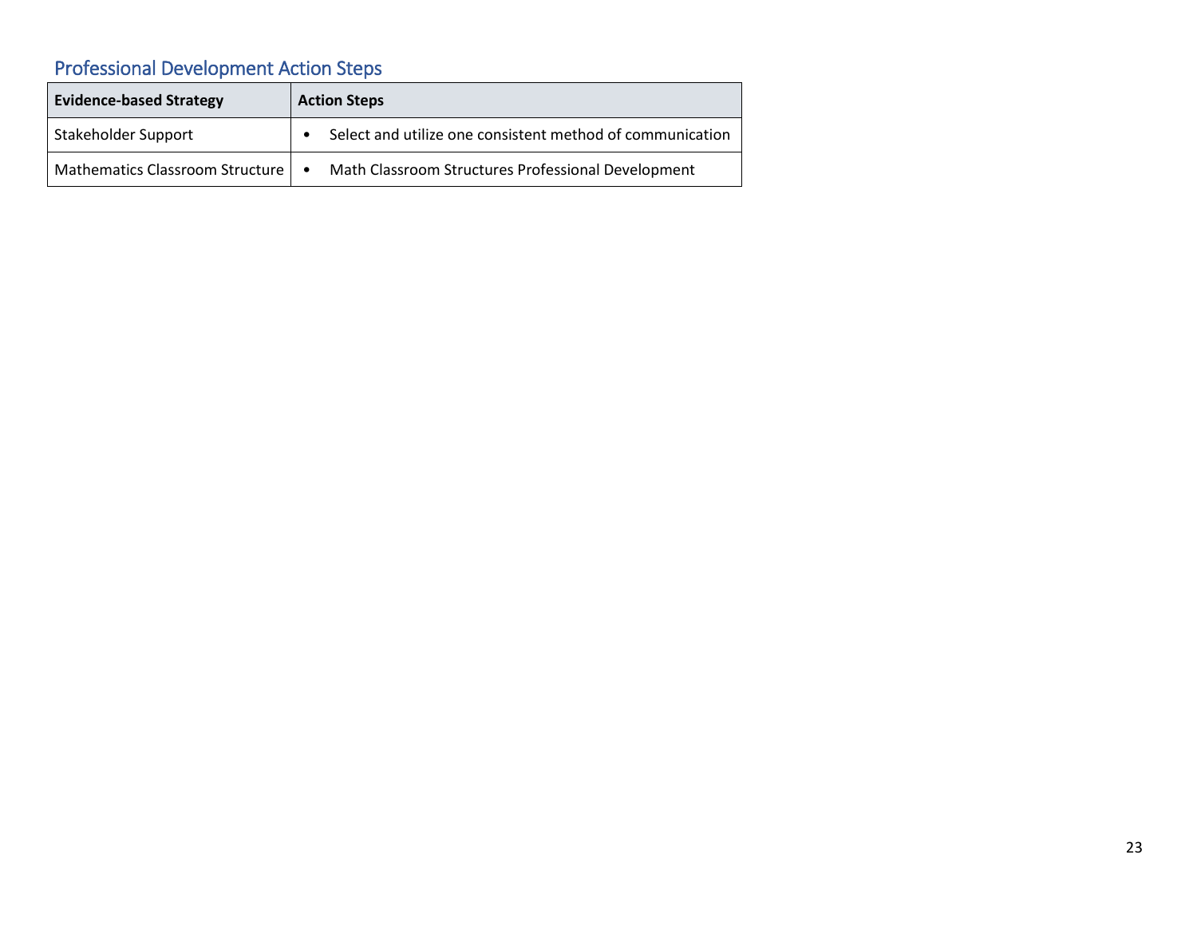## Professional Development Action Steps

| Evidence-based Strategy | Action Steps |
|---|---|
| Stakeholder Support | • Select and utilize one consistent method of communication |
| Mathematics Classroom Structure | • Math Classroom Structures Professional Development |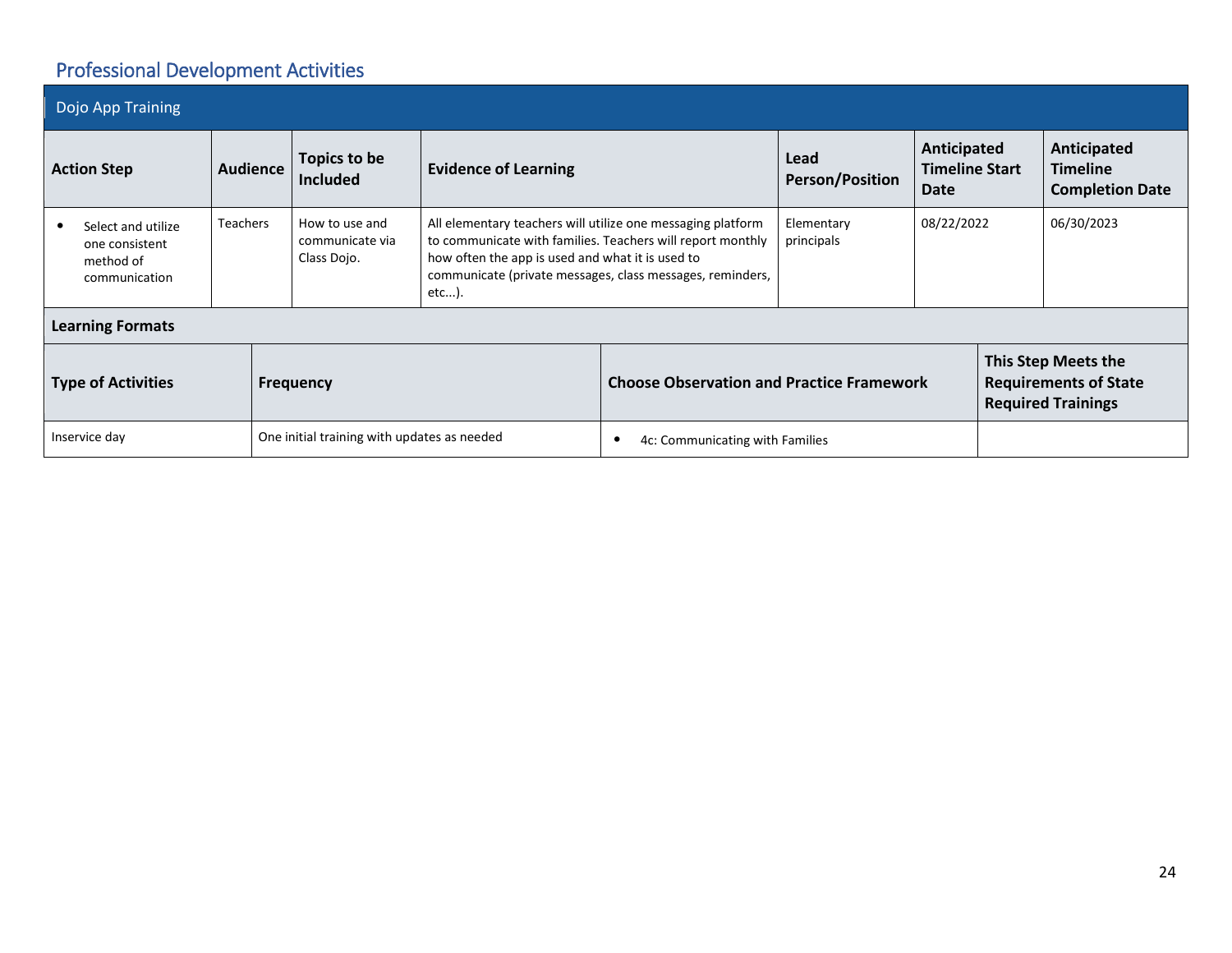## Professional Development Activities

### Dojo App Training

| Action Step | Audience | Topics to be Included | Evidence of Learning | Lead Person/Position | Anticipated Timeline Start Date | Anticipated Timeline Completion Date |
|---|---|---|---|---|---|---|
| • Select and utilize one consistent method of communication | Teachers | How to use and communicate via Class Dojo. | All elementary teachers will utilize one messaging platform to communicate with families. Teachers will report monthly how often the app is used and what it is used to communicate (private messages, class messages, reminders, etc...). | Elementary principals | 08/22/2022 | 06/30/2023 |

**Learning Formats**

| Type of Activities | Frequency | Choose Observation and Practice Framework | This Step Meets the Requirements of State Required Trainings |
|---|---|---|---|
| Inservice day | One initial training with updates as needed | • 4c: Communicating with Families | |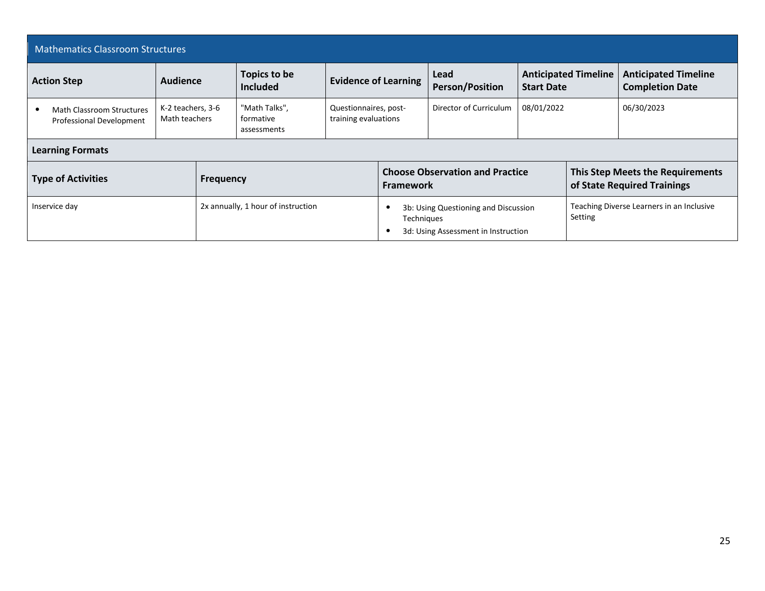## Mathematics Classroom Structures

| Action Step | Audience | Topics to be Included | Evidence of Learning | Lead Person/Position | Anticipated Timeline Start Date | Anticipated Timeline Completion Date |
|---|---|---|---|---|---|---|
| • Math Classroom Structures Professional Development | K-2 teachers, 3-6 Math teachers | "Math Talks", formative assessments | Questionnaires, post-training evaluations | Director of Curriculum | 08/01/2022 | 06/30/2023 |

**Learning Formats**

| Type of Activities | Frequency | Choose Observation and Practice Framework | This Step Meets the Requirements of State Required Trainings |
|---|---|---|---|
| Inservice day | 2x annually, 1 hour of instruction | • 3b: Using Questioning and Discussion Techniques<br>• 3d: Using Assessment in Instruction | Teaching Diverse Learners in an Inclusive Setting |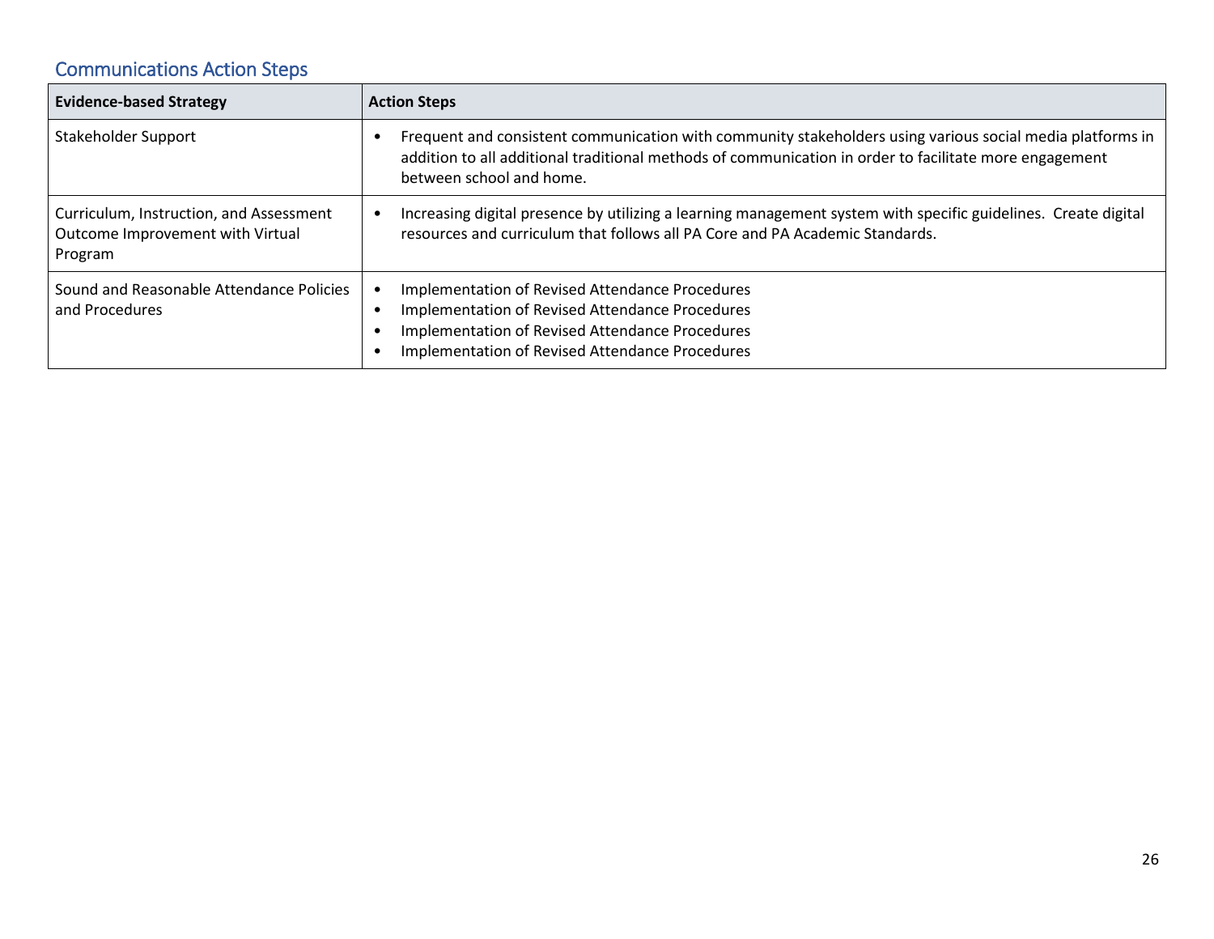## Communications Action Steps

| Evidence-based Strategy | Action Steps |
| --- | --- |
| Stakeholder Support | • Frequent and consistent communication with community stakeholders using various social media platforms in addition to all additional traditional methods of communication in order to facilitate more engagement between school and home. |
| Curriculum, Instruction, and Assessment Outcome Improvement with Virtual Program | • Increasing digital presence by utilizing a learning management system with specific guidelines. Create digital resources and curriculum that follows all PA Core and PA Academic Standards. |
| Sound and Reasonable Attendance Policies and Procedures | • Implementation of Revised Attendance Procedures<br>• Implementation of Revised Attendance Procedures<br>• Implementation of Revised Attendance Procedures<br>• Implementation of Revised Attendance Procedures |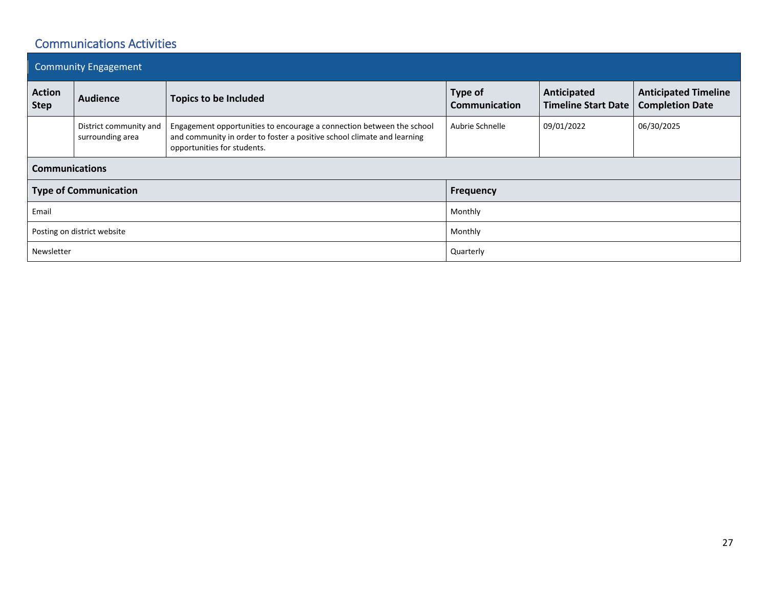## Communications Activities

| Community Engagement | | | | | |
|---|---|---|---|---|---|
| **Action Step** | **Audience** | **Topics to be Included** | **Type of Communication** | **Anticipated Timeline Start Date** | **Anticipated Timeline Completion Date** |
| | District community and surrounding area | Engagement opportunities to encourage a connection between the school and community in order to foster a positive school climate and learning opportunities for students. | Aubrie Schnelle | 09/01/2022 | 06/30/2025 |

**Communications**

| Type of Communication | Frequency |
|---|---|
| Email | Monthly |
| Posting on district website | Monthly |
| Newsletter | Quarterly |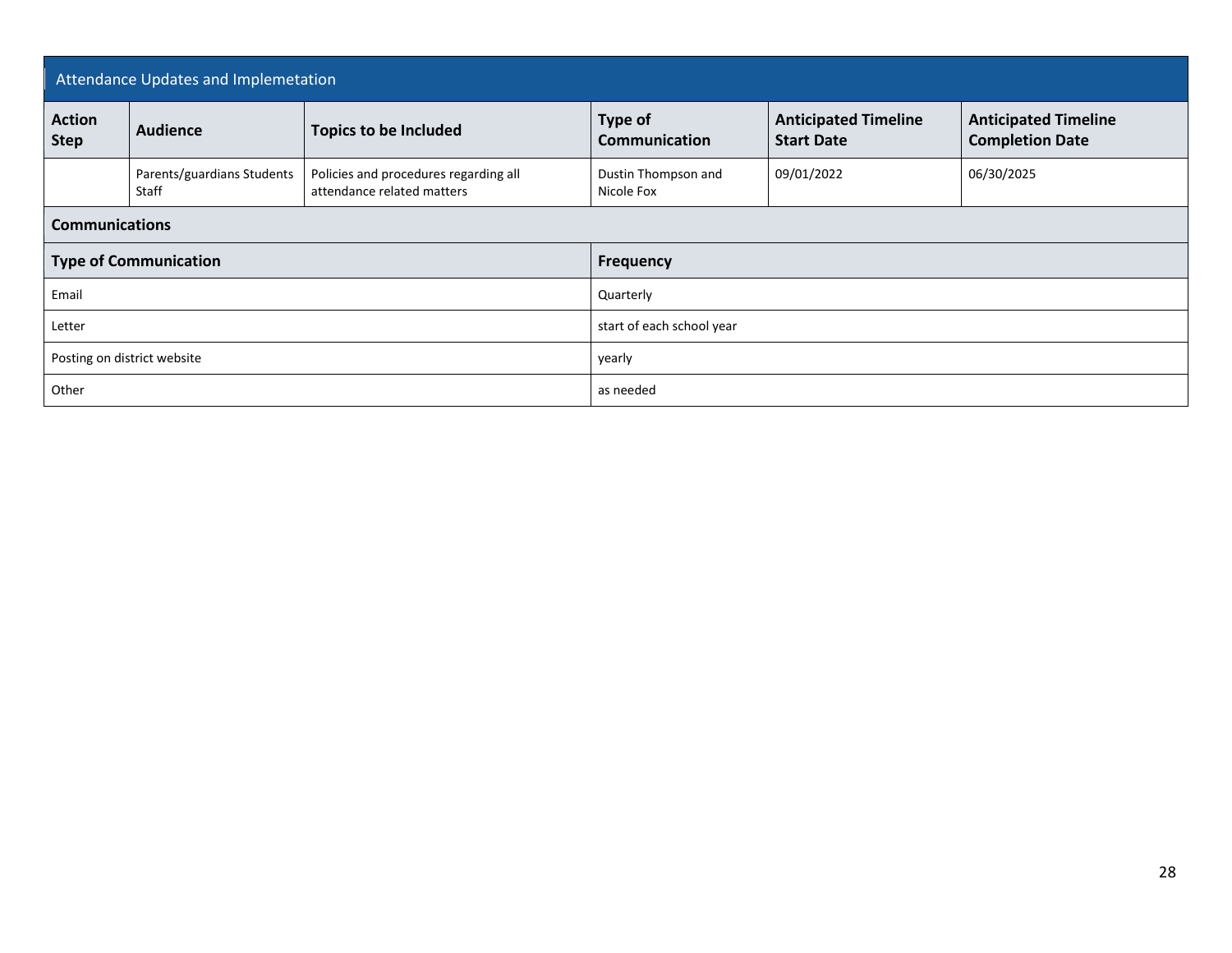## Attendance Updates and Implemetation

| Action Step | Audience | Topics to be Included | Type of Communication | Anticipated Timeline Start Date | Anticipated Timeline Completion Date |
|---|---|---|---|---|---|
| | Parents/guardians Students Staff | Policies and procedures regarding all attendance related matters | Dustin Thompson and Nicole Fox | 09/01/2022 | 06/30/2025 |

### Communications

| Type of Communication | Frequency |
|---|---|
| Email | Quarterly |
| Letter | start of each school year |
| Posting on district website | yearly |
| Other | as needed |